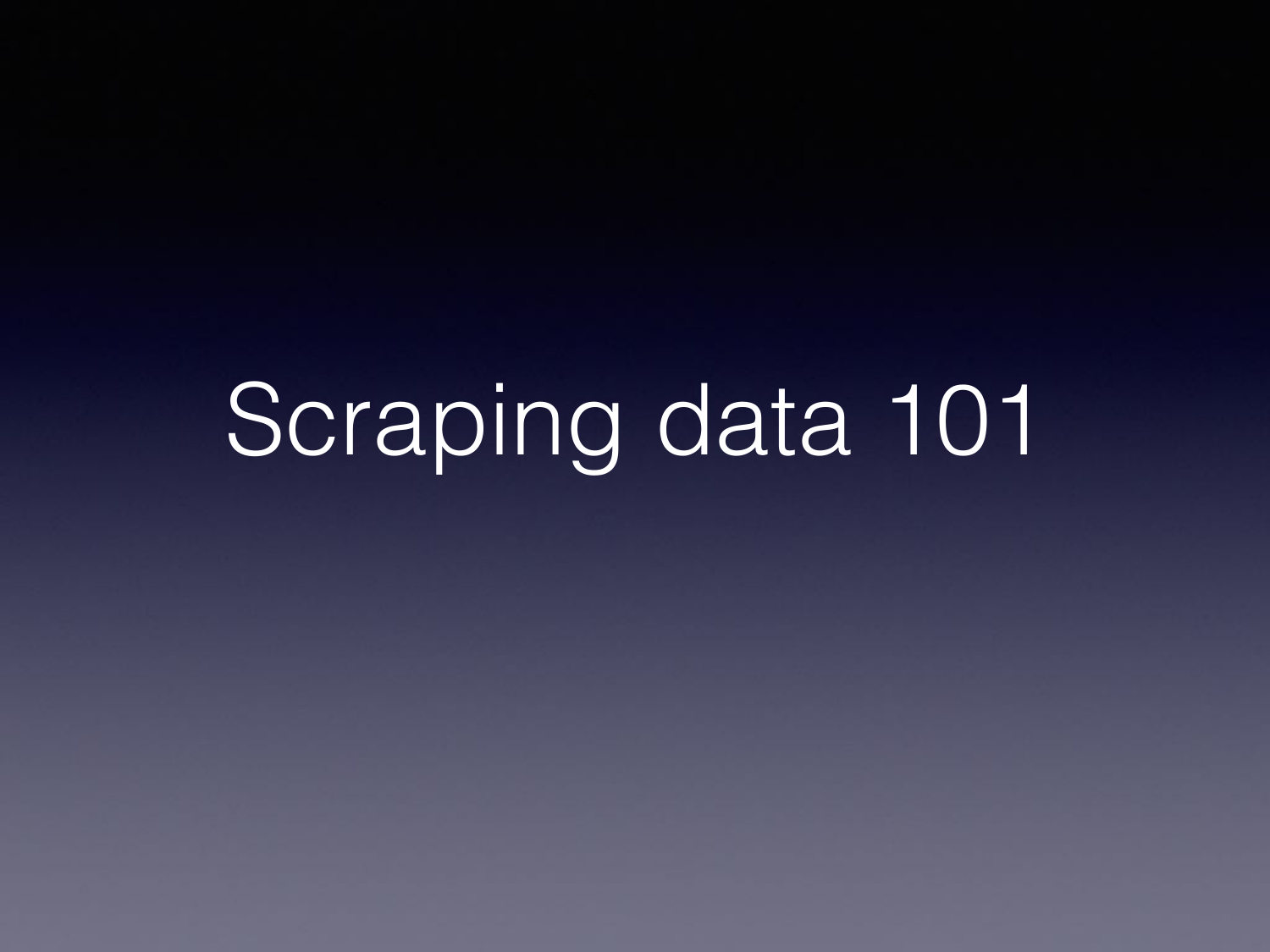# Scraping data 101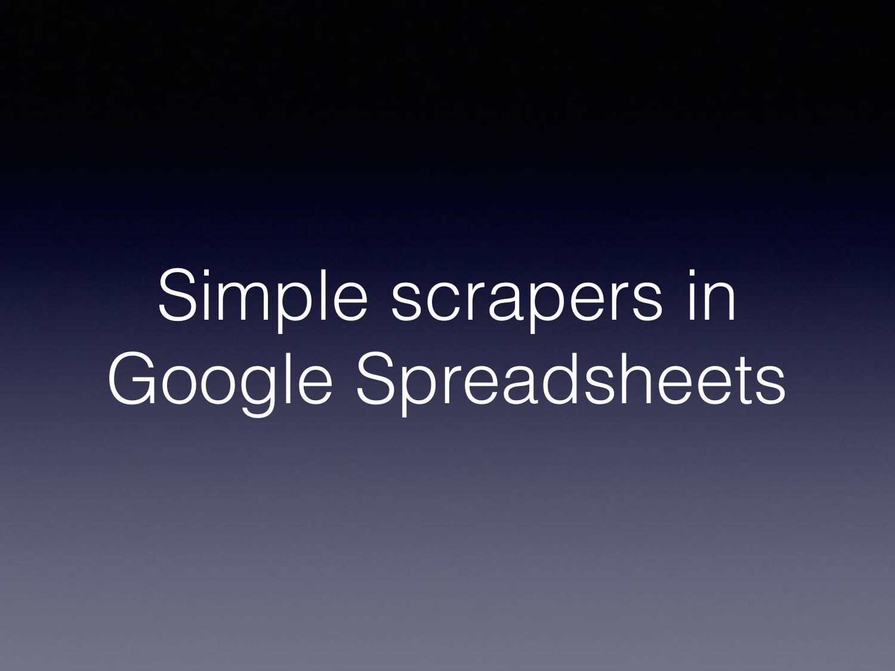# Simple scrapers in Google Spreadsheets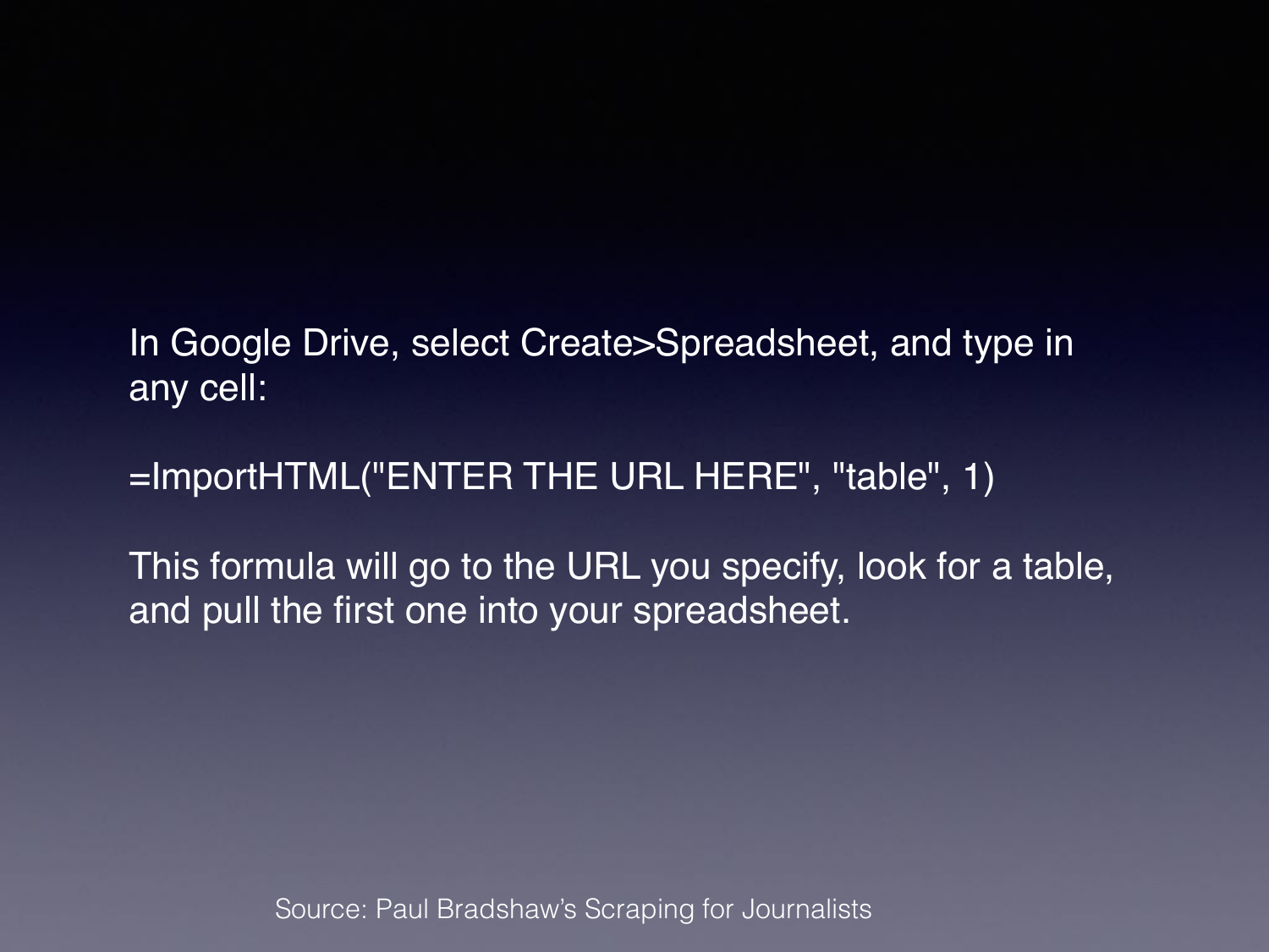In Google Drive, select Create>Spreadsheet, and type in any cell:

```
=ImportHTML("ENTER THE URL HERE", "table", 1)
```

This formula will go to the URL you specify, look for a table, and pull the first one into your spreadsheet.

Source: Paul Bradshaw's Scraping for Journalists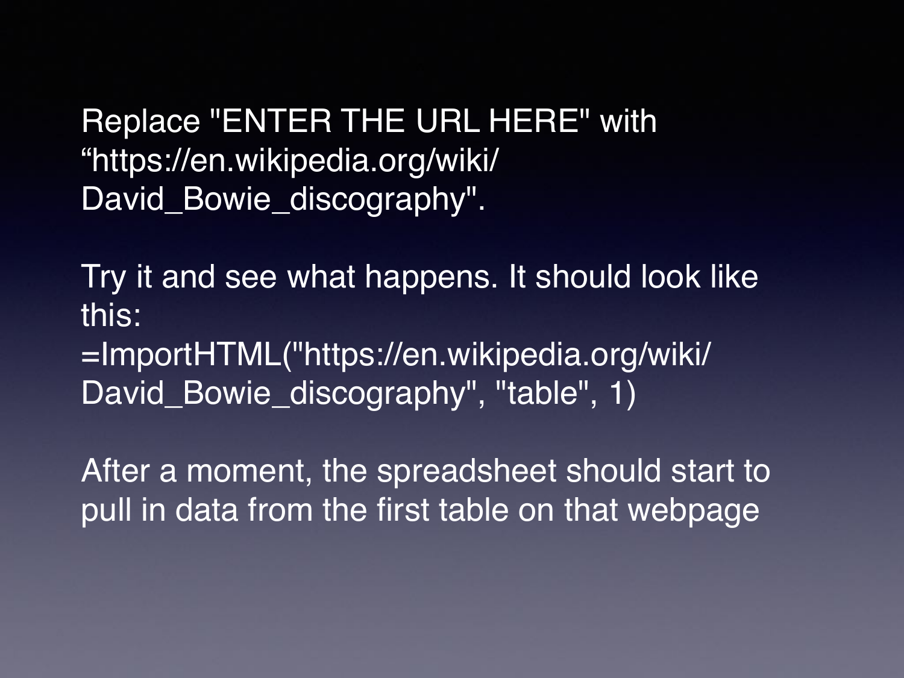Replace "ENTER THE URL HERE" with "https://en.wikipedia.org/wiki/David_Bowie_discography".

Try it and see what happens. It should look like this:

```
=ImportHTML("https://en.wikipedia.org/wiki/David_Bowie_discography", "table", 1)
```

After a moment, the spreadsheet should start to pull in data from the first table on that webpage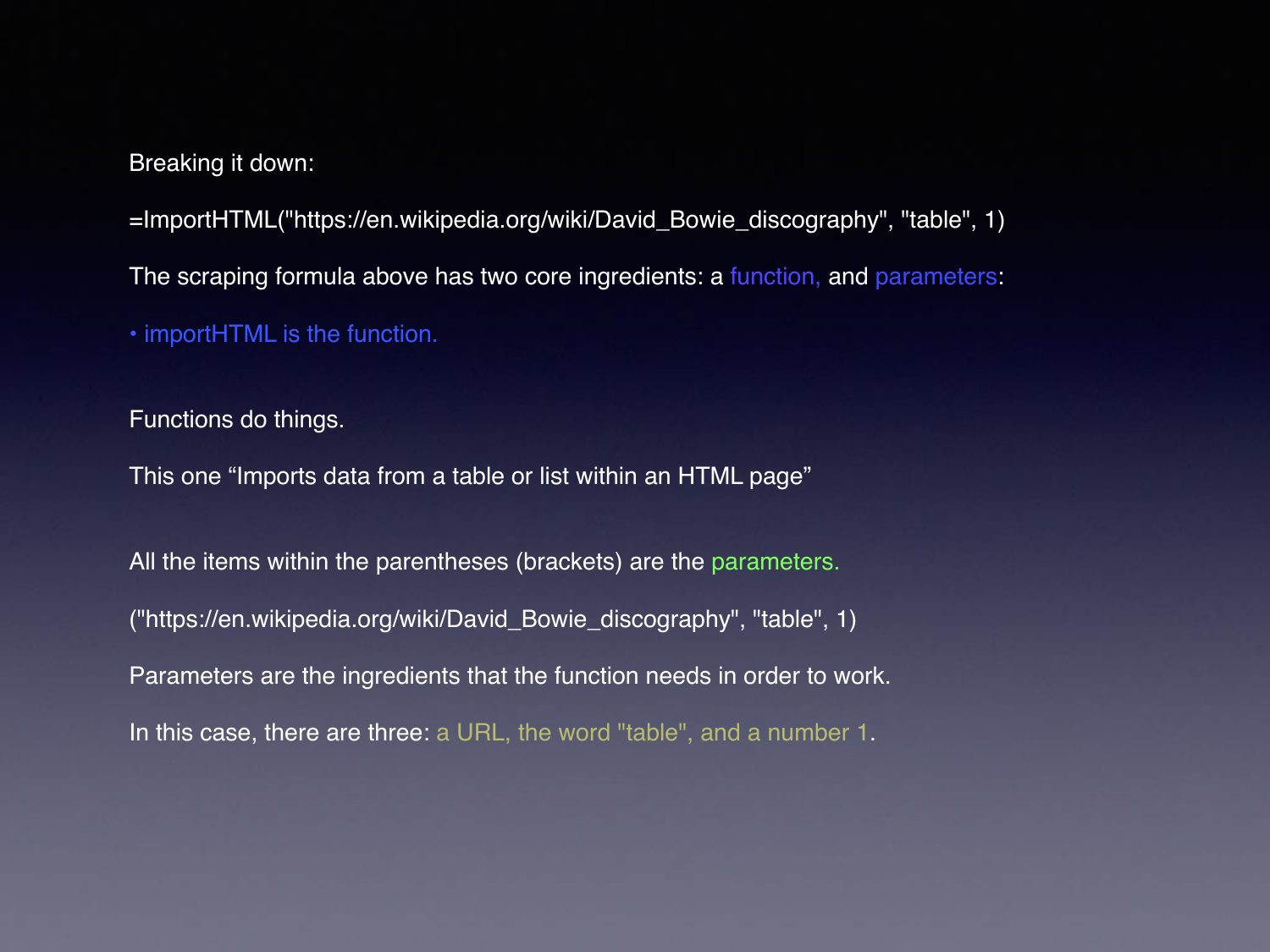Breaking it down:

```
=ImportHTML("https://en.wikipedia.org/wiki/David_Bowie_discography", "table", 1)
```

The scraping formula above has two core ingredients: a function, and parameters:

- importHTML is the function.

Functions do things.

This one “Imports data from a table or list within an HTML page”

All the items within the parentheses (brackets) are the parameters.

```
("https://en.wikipedia.org/wiki/David_Bowie_discography", "table", 1)
```

Parameters are the ingredients that the function needs in order to work.

In this case, there are three: a URL, the word "table", and a number 1.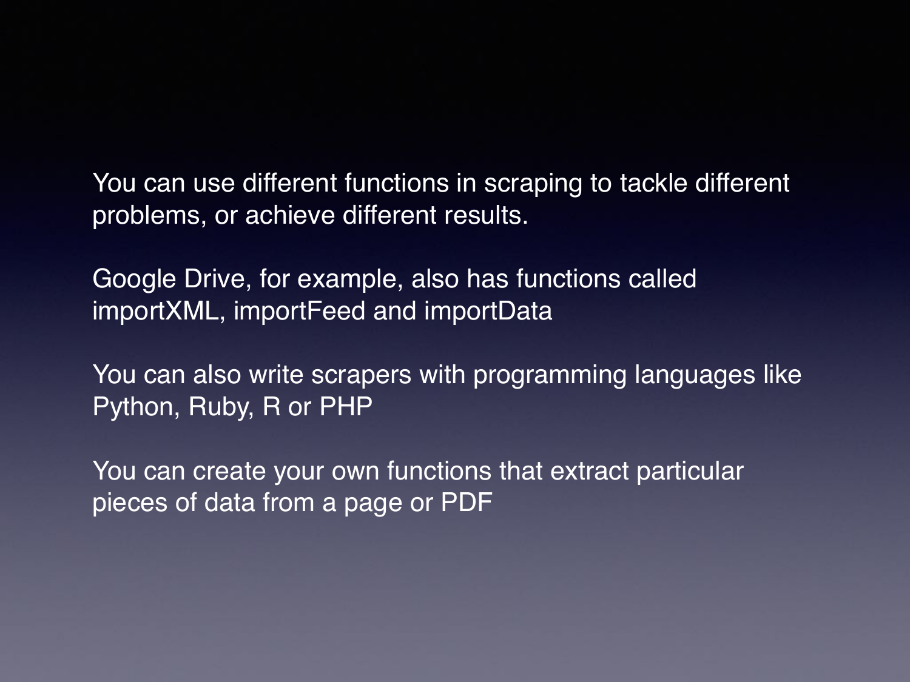You can use different functions in scraping to tackle different problems, or achieve different results.

Google Drive, for example, also has functions called importXML, importFeed and importData

You can also write scrapers with programming languages like Python, Ruby, R or PHP

You can create your own functions that extract particular pieces of data from a page or PDF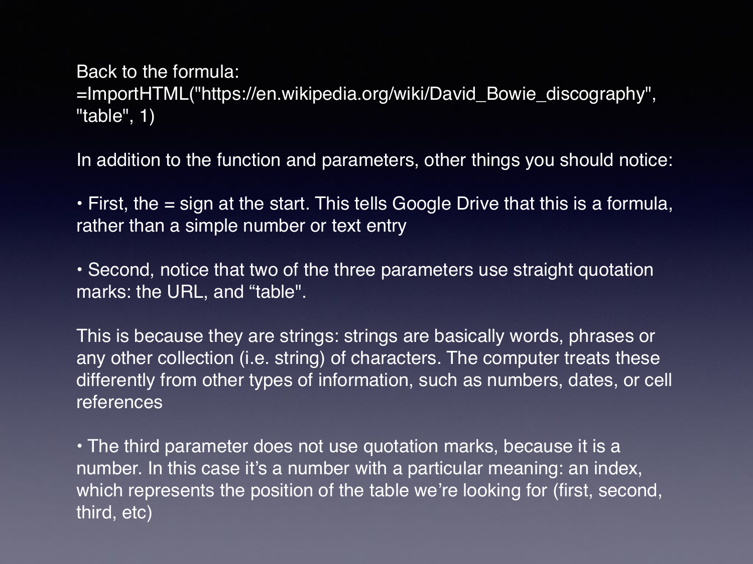Back to the formula:
=ImportHTML("https://en.wikipedia.org/wiki/David_Bowie_discography", "table", 1)

In addition to the function and parameters, other things you should notice:

• First, the = sign at the start. This tells Google Drive that this is a formula, rather than a simple number or text entry

• Second, notice that two of the three parameters use straight quotation marks: the URL, and “table".

This is because they are strings: strings are basically words, phrases or any other collection (i.e. string) of characters. The computer treats these differently from other types of information, such as numbers, dates, or cell references

• The third parameter does not use quotation marks, because it is a number. In this case it’s a number with a particular meaning: an index, which represents the position of the table we’re looking for (first, second, third, etc)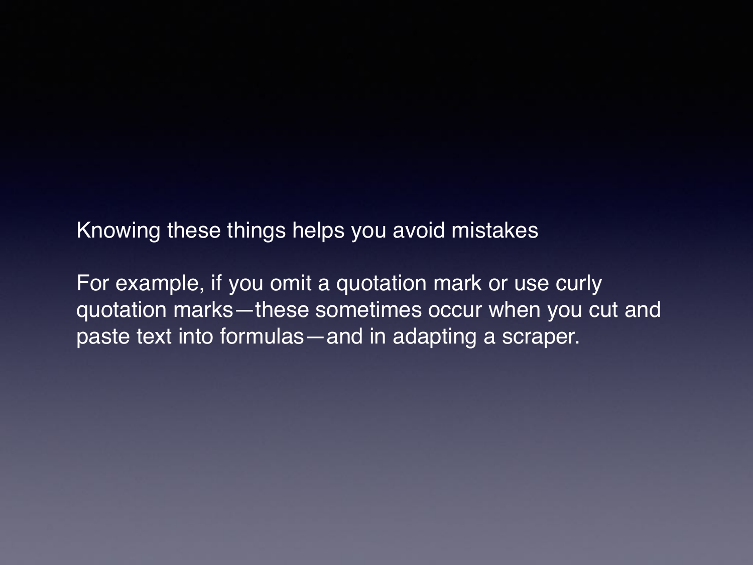Knowing these things helps you avoid mistakes

For example, if you omit a quotation mark or use curly quotation marks—these sometimes occur when you cut and paste text into formulas—and in adapting a scraper.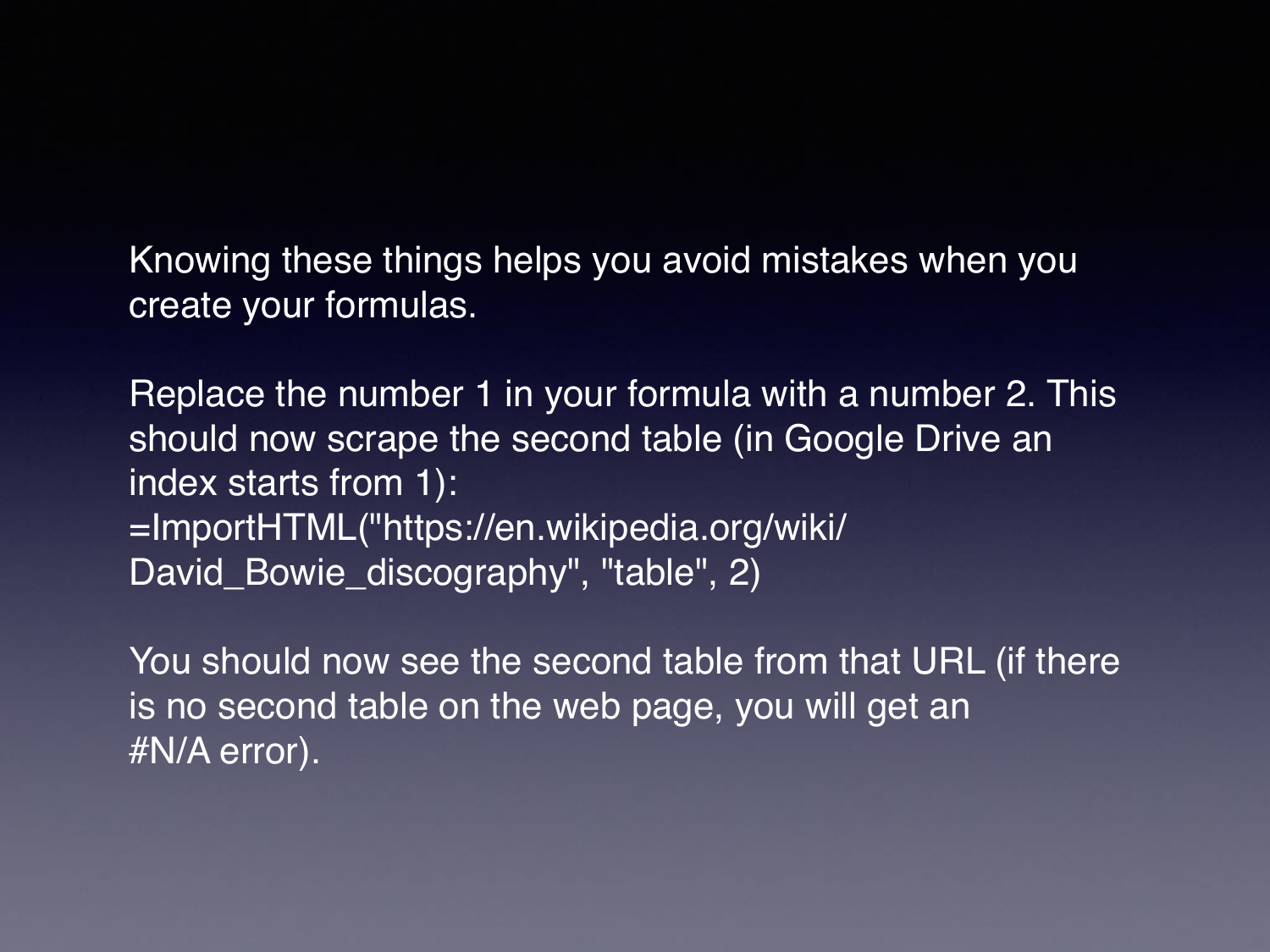Knowing these things helps you avoid mistakes when you create your formulas.

Replace the number 1 in your formula with a number 2. This should now scrape the second table (in Google Drive an index starts from 1):

```
=ImportHTML("https://en.wikipedia.org/wiki/David_Bowie_discography", "table", 2)
```

You should now see the second table from that URL (if there is no second table on the web page, you will get an #N/A error).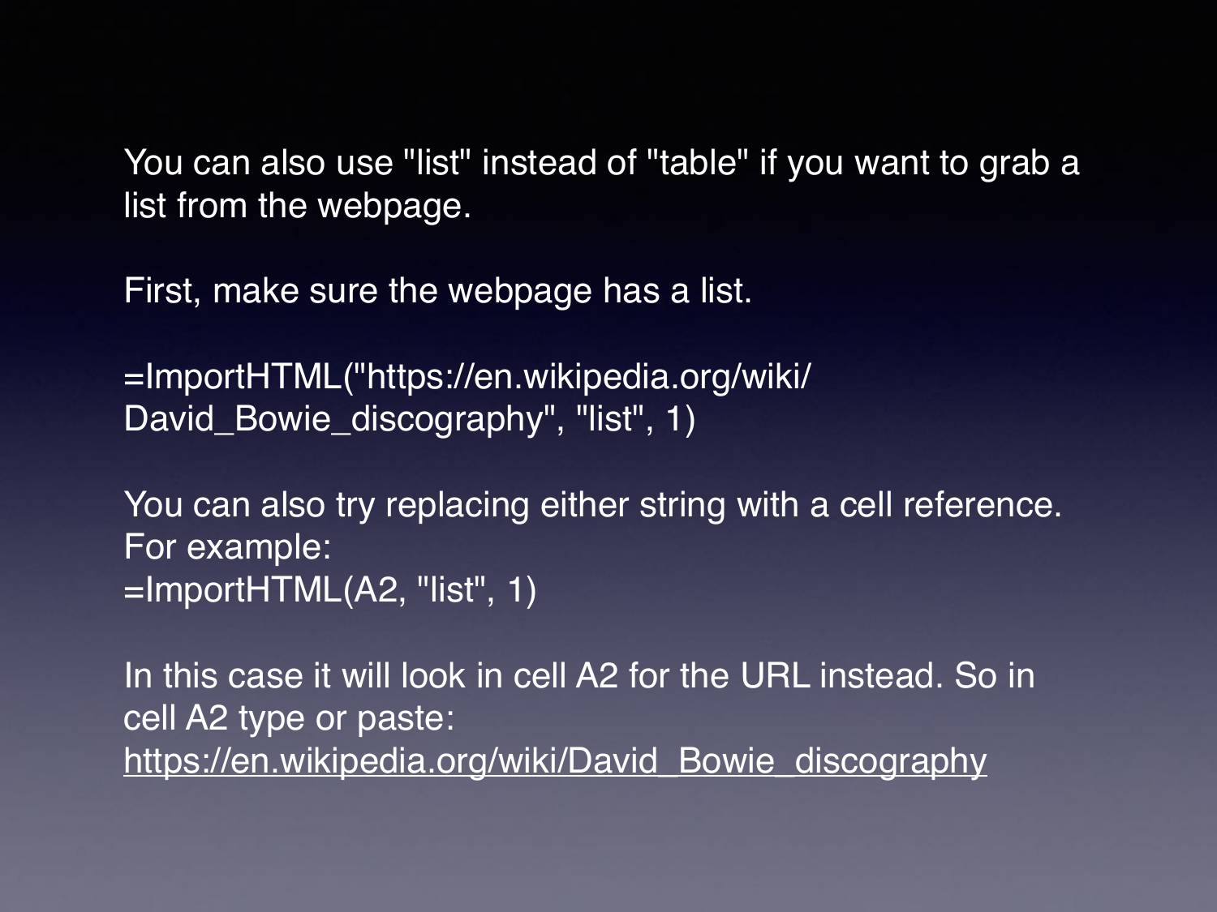You can also use "list" instead of "table" if you want to grab a list from the webpage.

First, make sure the webpage has a list.

```
=ImportHTML("https://en.wikipedia.org/wiki/David_Bowie_discography", "list", 1)
```

You can also try replacing either string with a cell reference. For example:

```
=ImportHTML(A2, "list", 1)
```

In this case it will look in cell A2 for the URL instead. So in cell A2 type or paste:
https://en.wikipedia.org/wiki/David_Bowie_discography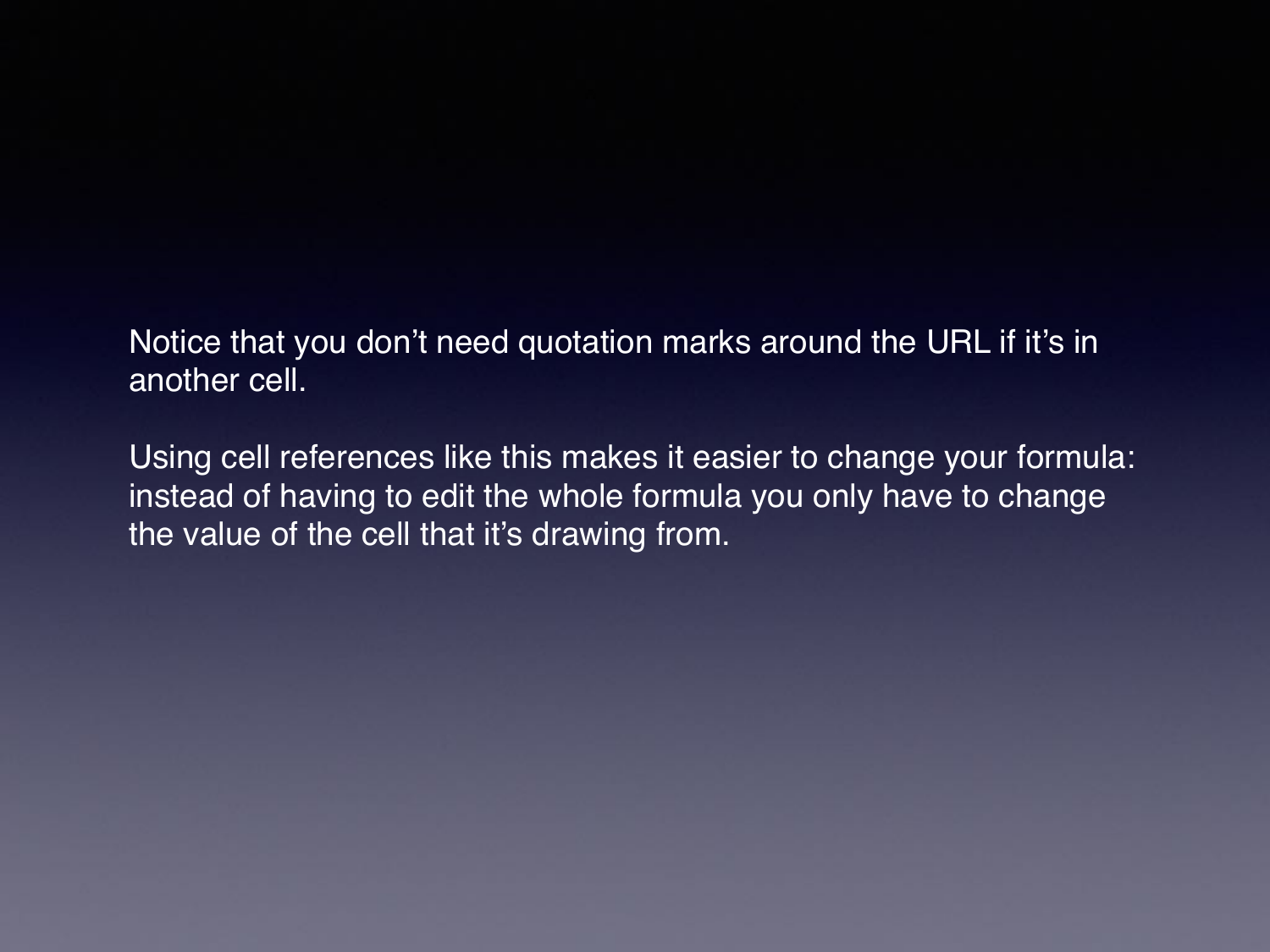Notice that you don’t need quotation marks around the URL if it’s in another cell.

Using cell references like this makes it easier to change your formula: instead of having to edit the whole formula you only have to change the value of the cell that it’s drawing from.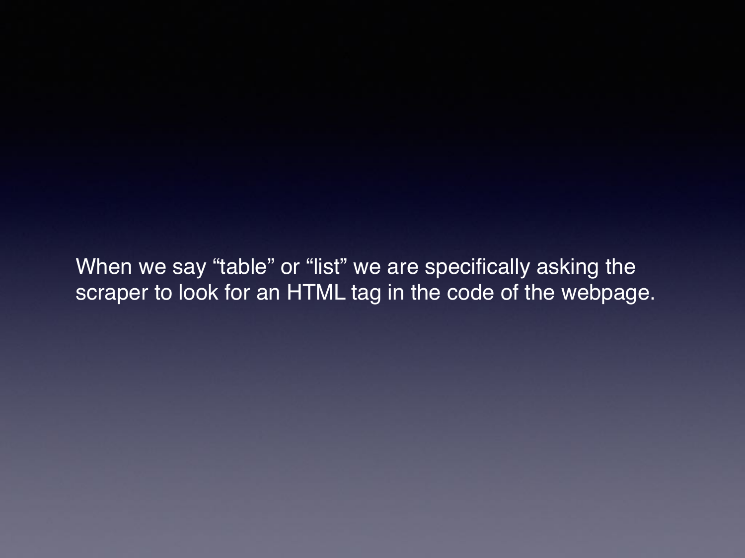When we say "table" or "list" we are specifically asking the scraper to look for an HTML tag in the code of the webpage.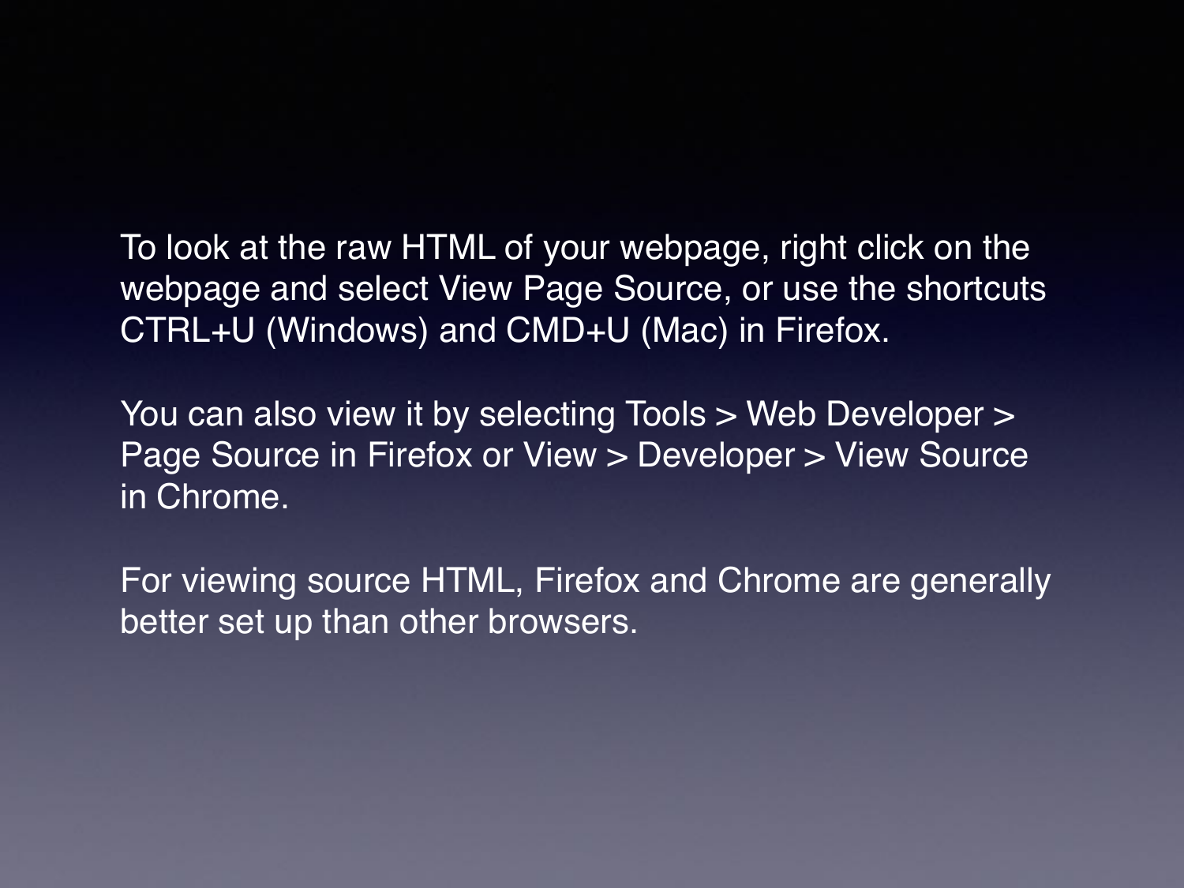To look at the raw HTML of your webpage, right click on the webpage and select View Page Source, or use the shortcuts CTRL+U (Windows) and CMD+U (Mac) in Firefox.

You can also view it by selecting Tools > Web Developer > Page Source in Firefox or View > Developer > View Source in Chrome.

For viewing source HTML, Firefox and Chrome are generally better set up than other browsers.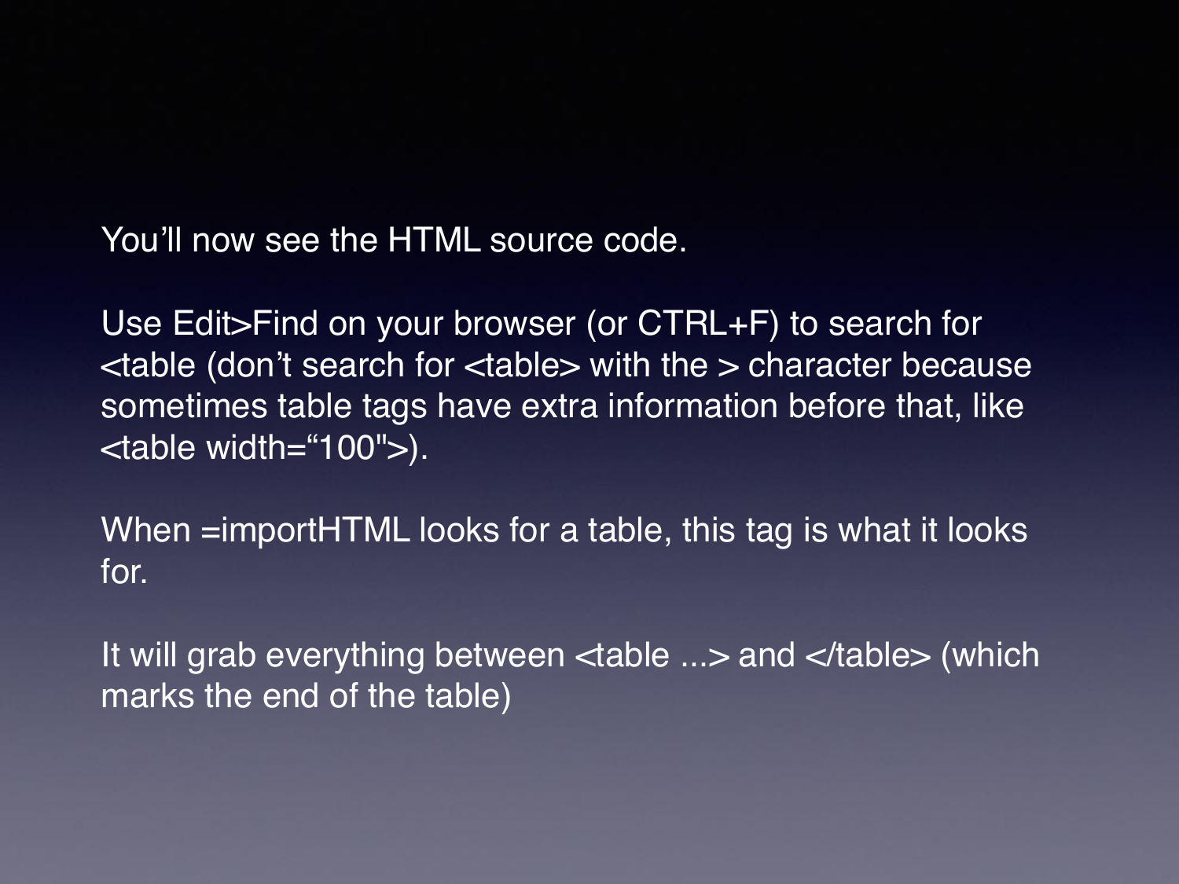You'll now see the HTML source code.

Use Edit>Find on your browser (or CTRL+F) to search for <table (don't search for <table> with the > character because sometimes table tags have extra information before that, like <table width="100">).

When =importHTML looks for a table, this tag is what it looks for.

It will grab everything between <table ...> and </table> (which marks the end of the table)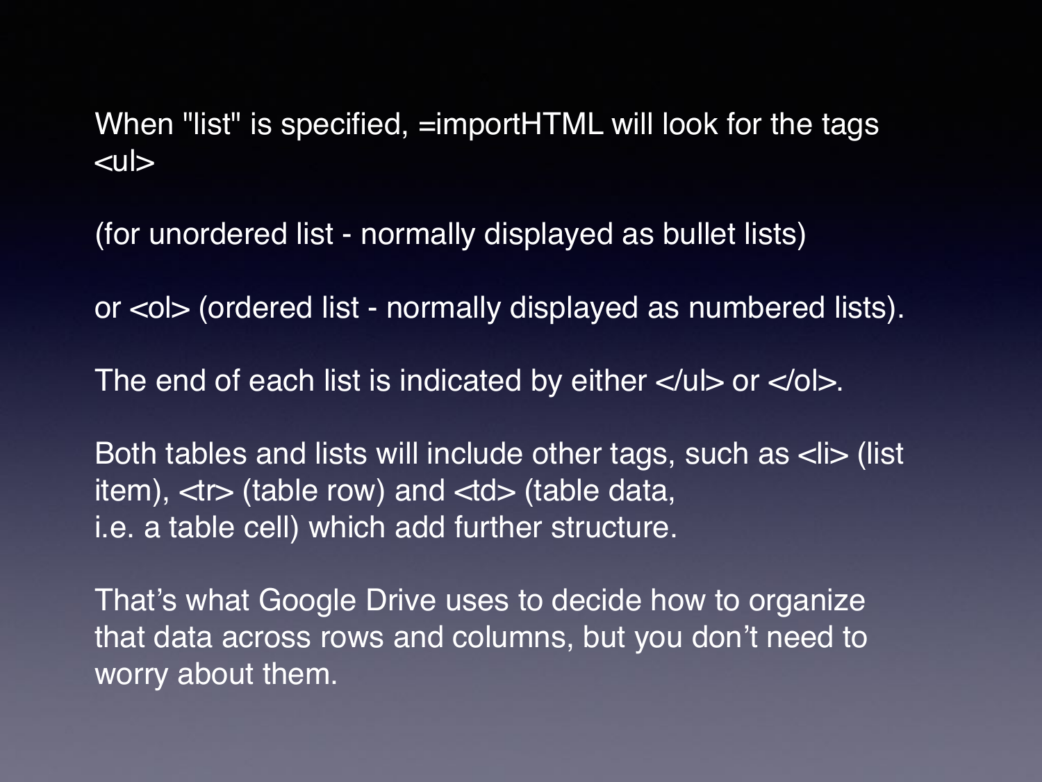When "list" is specified, =importHTML will look for the tags <ul>

(for unordered list - normally displayed as bullet lists)

or <ol> (ordered list - normally displayed as numbered lists).

The end of each list is indicated by either </ul> or </ol>.

Both tables and lists will include other tags, such as <li> (list item), <tr> (table row) and <td> (table data, i.e. a table cell) which add further structure.

That's what Google Drive uses to decide how to organize that data across rows and columns, but you don't need to worry about them.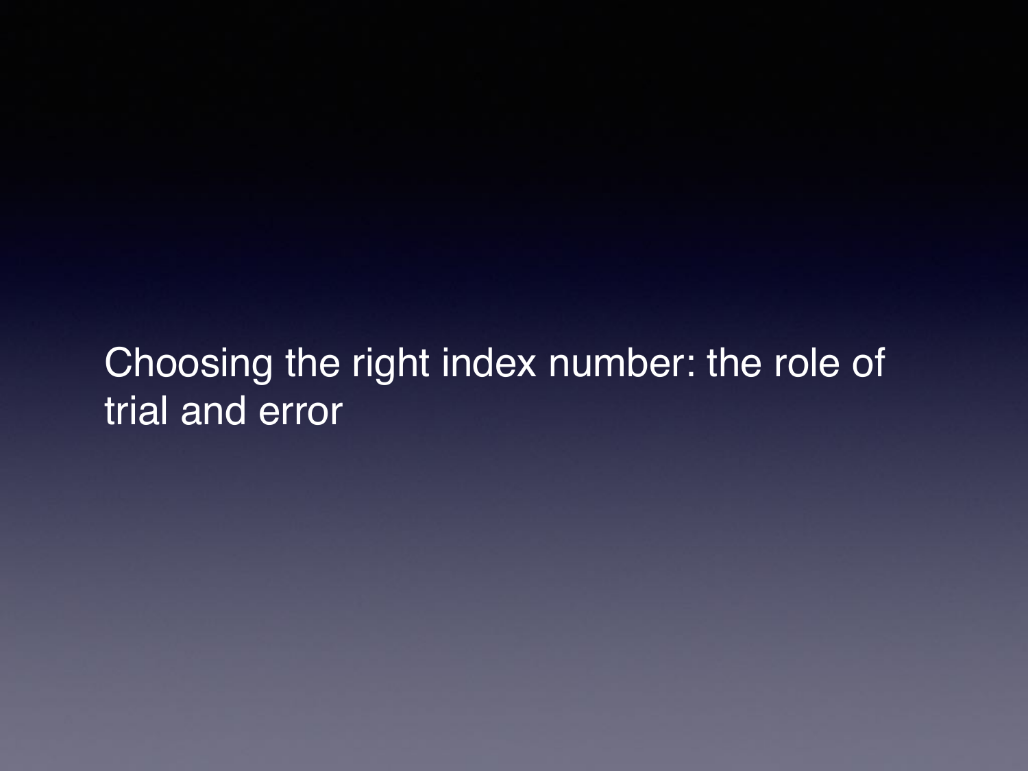# Choosing the right index number: the role of trial and error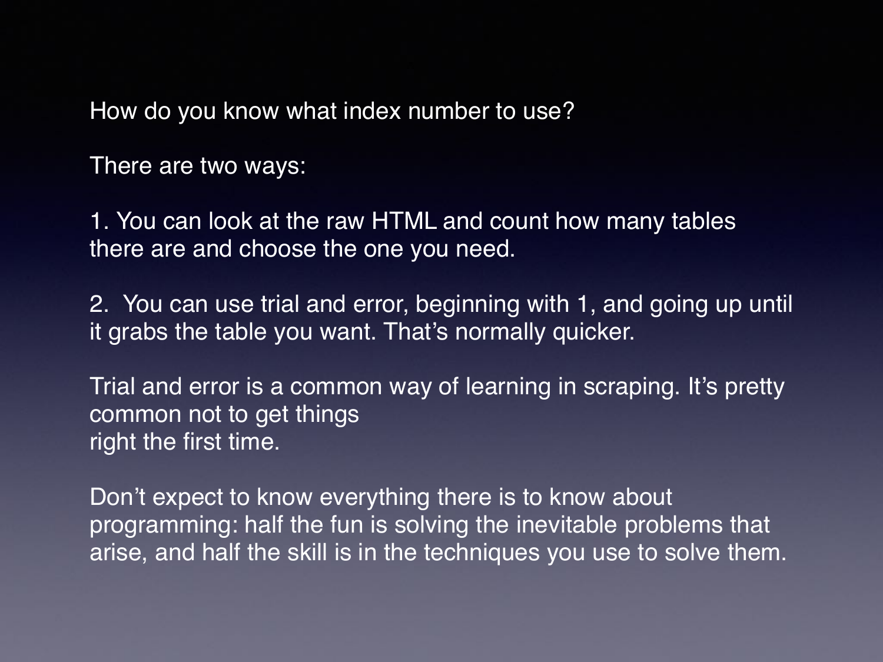How do you know what index number to use?

There are two ways:

1. You can look at the raw HTML and count how many tables there are and choose the one you need.

2. You can use trial and error, beginning with 1, and going up until it grabs the table you want. That's normally quicker.

Trial and error is a common way of learning in scraping. It's pretty common not to get things right the first time.

Don't expect to know everything there is to know about programming: half the fun is solving the inevitable problems that arise, and half the skill is in the techniques you use to solve them.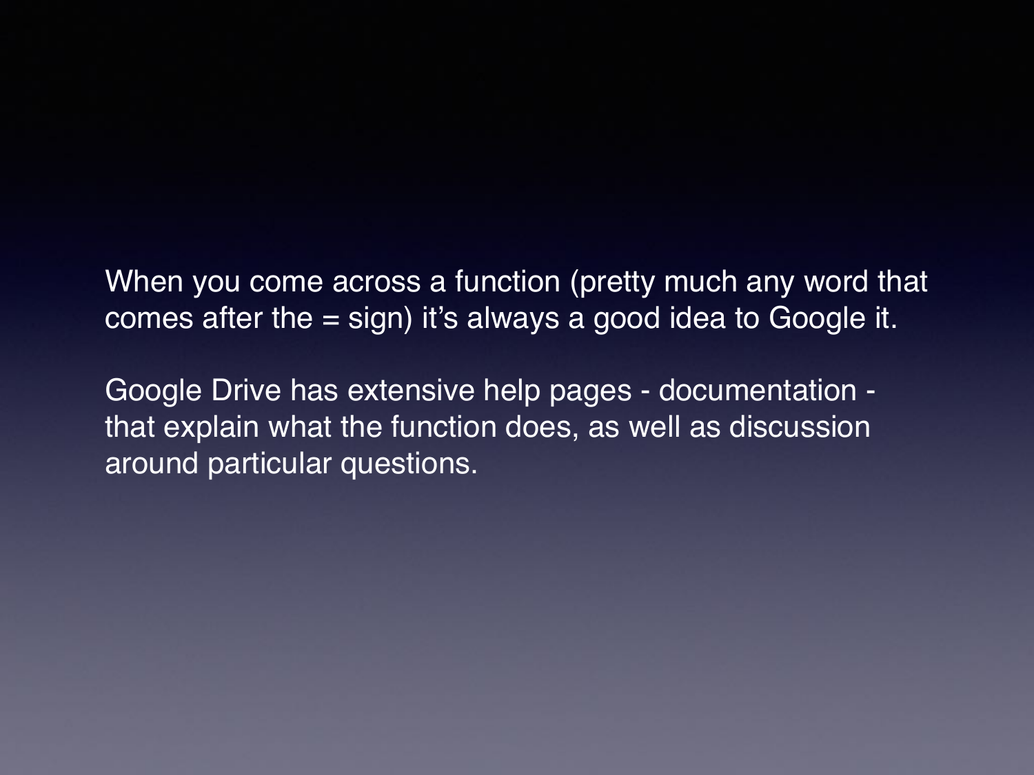When you come across a function (pretty much any word that comes after the = sign) it’s always a good idea to Google it.

Google Drive has extensive help pages - documentation - that explain what the function does, as well as discussion around particular questions.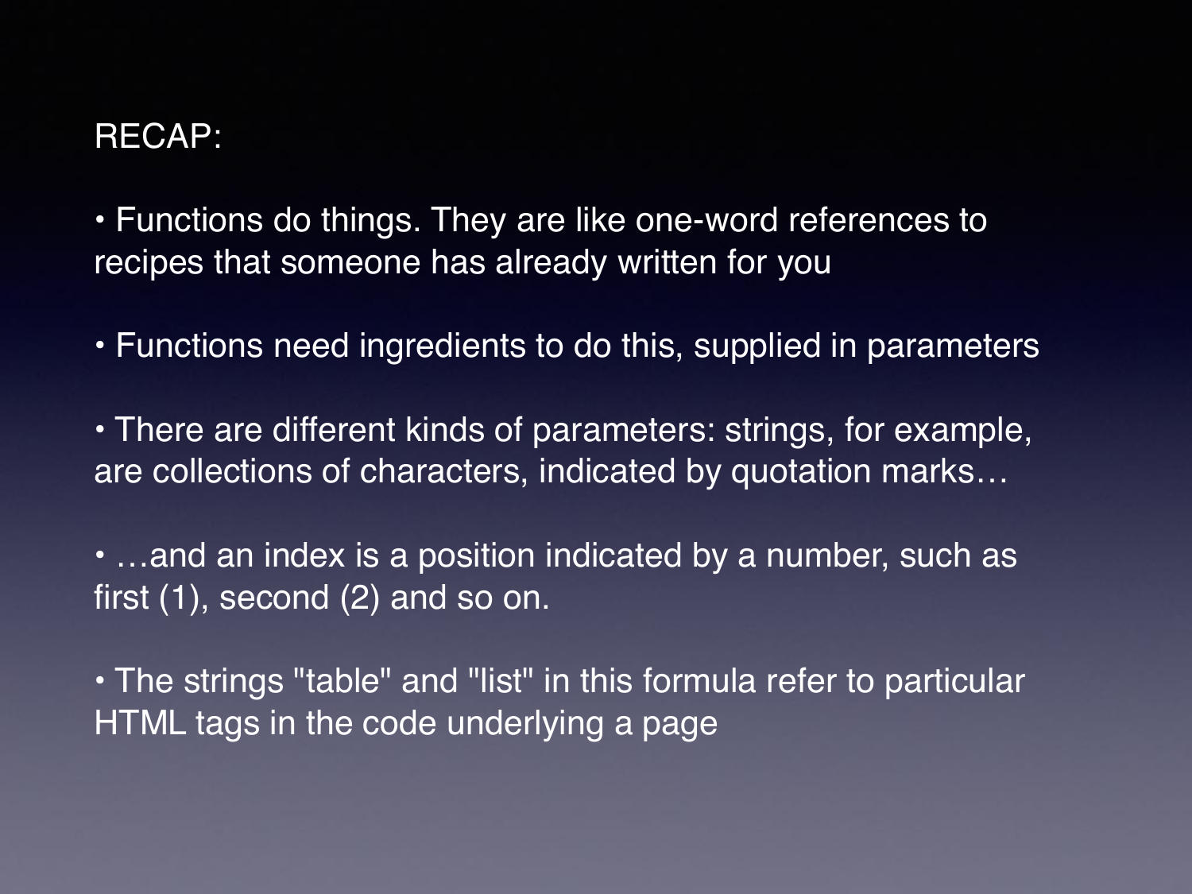RECAP:

- Functions do things. They are like one-word references to recipes that someone has already written for you

- Functions need ingredients to do this, supplied in parameters

- There are different kinds of parameters: strings, for example, are collections of characters, indicated by quotation marks…

- …and an index is a position indicated by a number, such as first (1), second (2) and so on.

- The strings "table" and "list" in this formula refer to particular HTML tags in the code underlying a page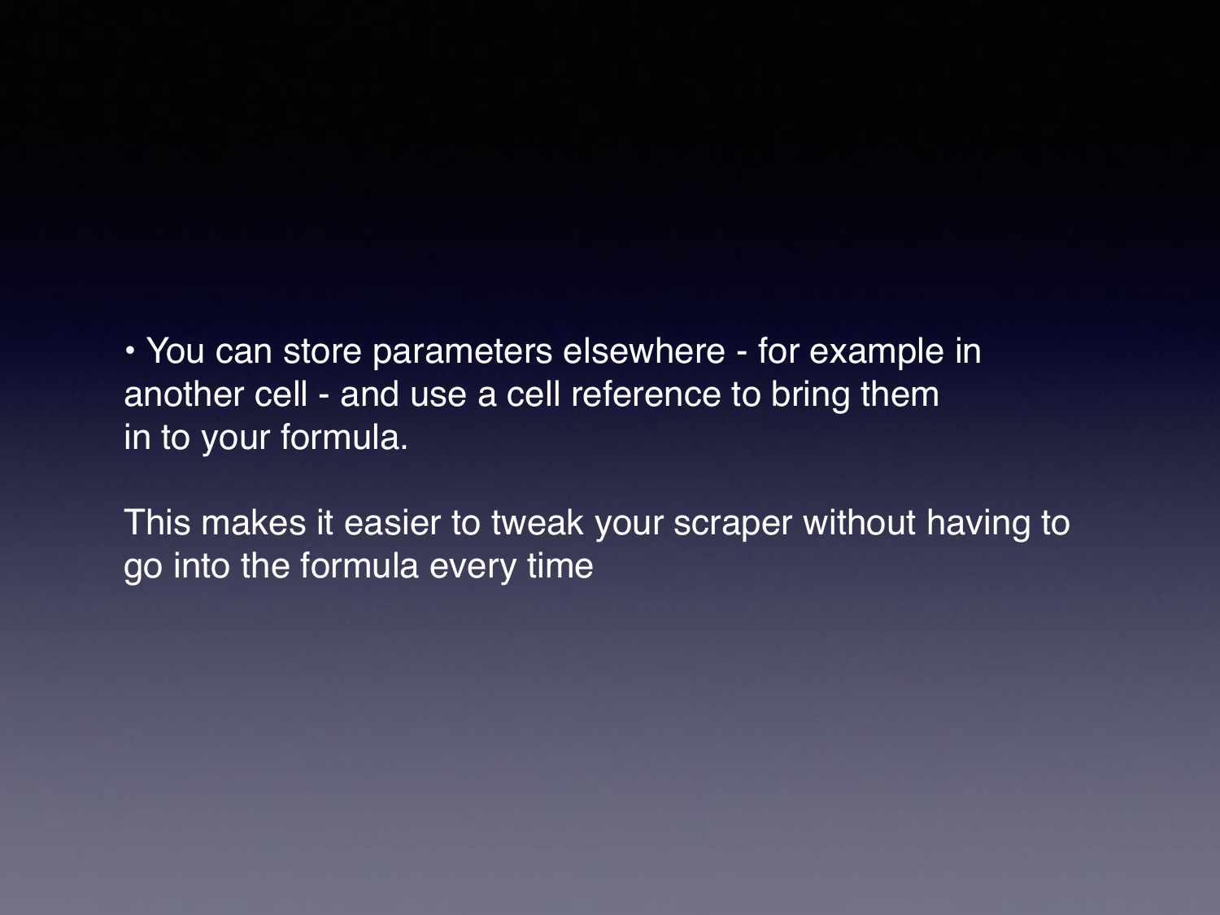- You can store parameters elsewhere - for example in another cell - and use a cell reference to bring them in to your formula.

This makes it easier to tweak your scraper without having to go into the formula every time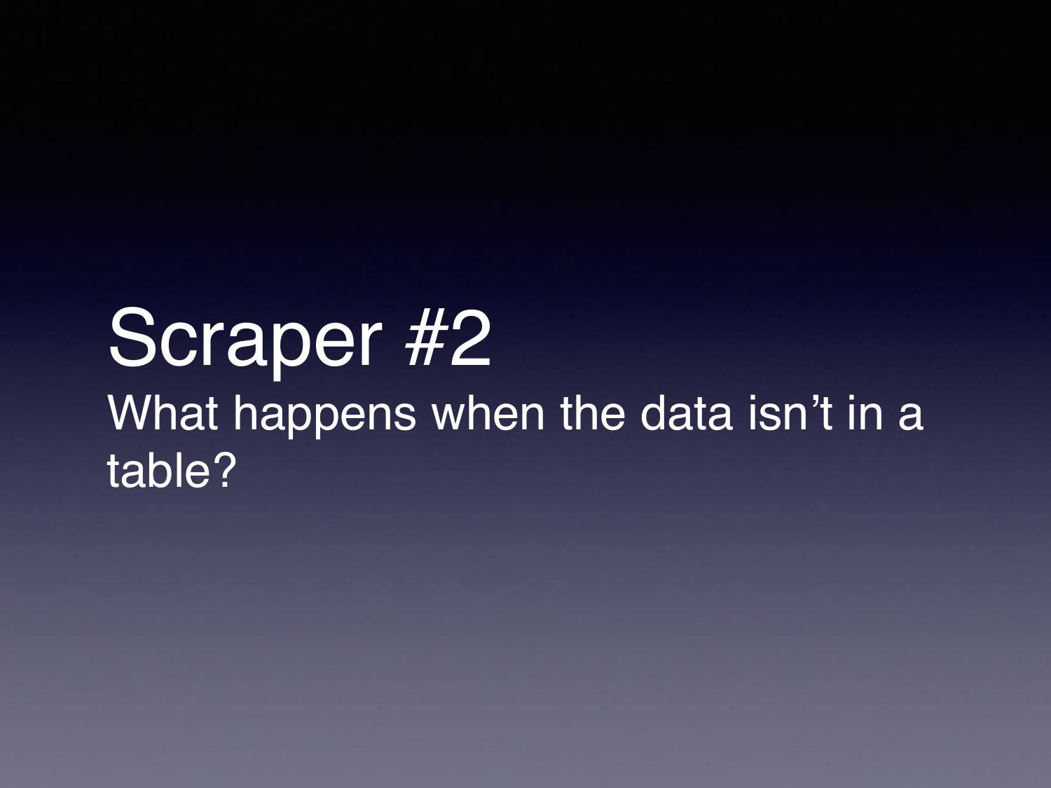# Scraper #2

What happens when the data isn't in a table?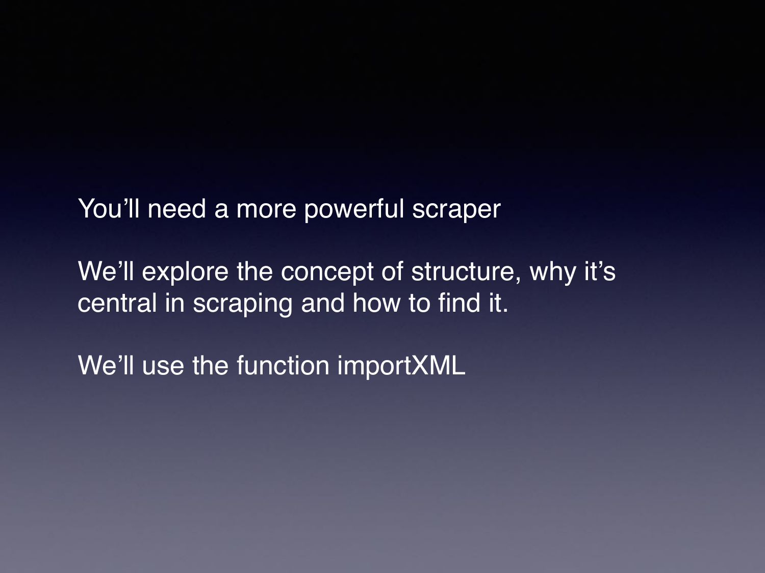You'll need a more powerful scraper

We'll explore the concept of structure, why it's central in scraping and how to find it.

We'll use the function importXML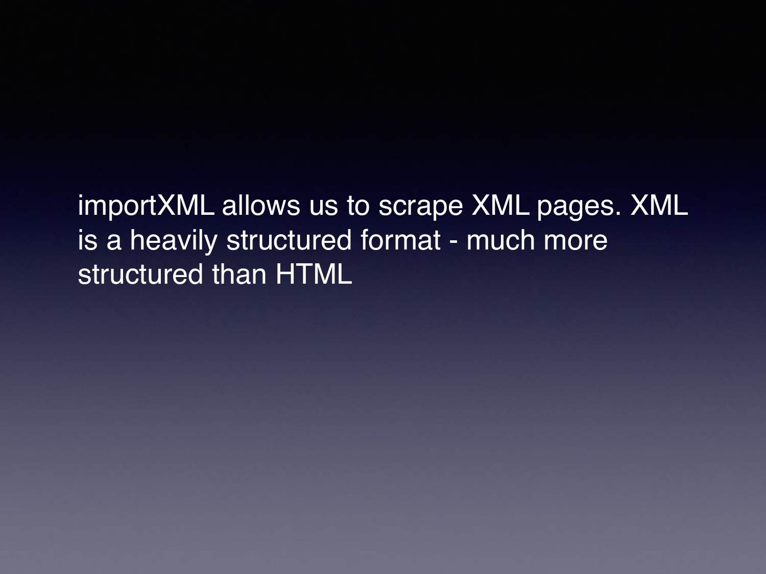importXML allows us to scrape XML pages. XML is a heavily structured format - much more structured than HTML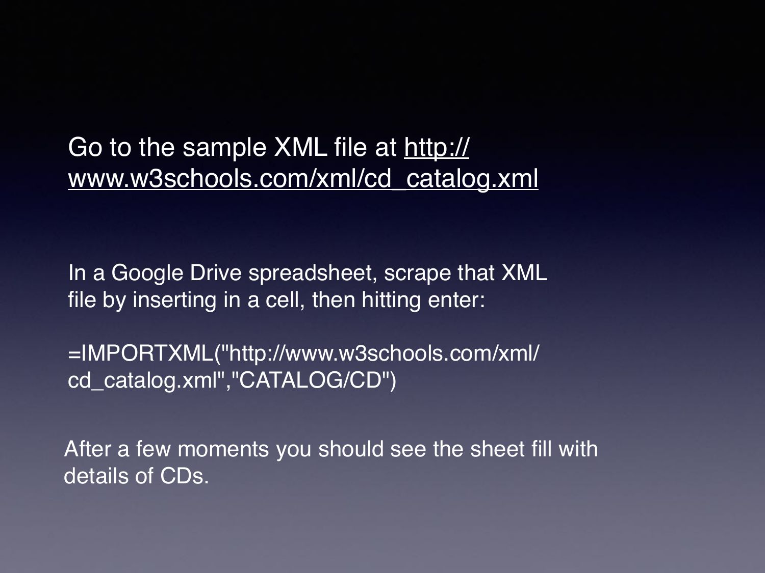Go to the sample XML file at [http://www.w3schools.com/xml/cd_catalog.xml](http://www.w3schools.com/xml/cd_catalog.xml)

In a Google Drive spreadsheet, scrape that XML file by inserting in a cell, then hitting enter:

```
=IMPORTXML("http://www.w3schools.com/xml/cd_catalog.xml","CATALOG/CD")
```

After a few moments you should see the sheet fill with details of CDs.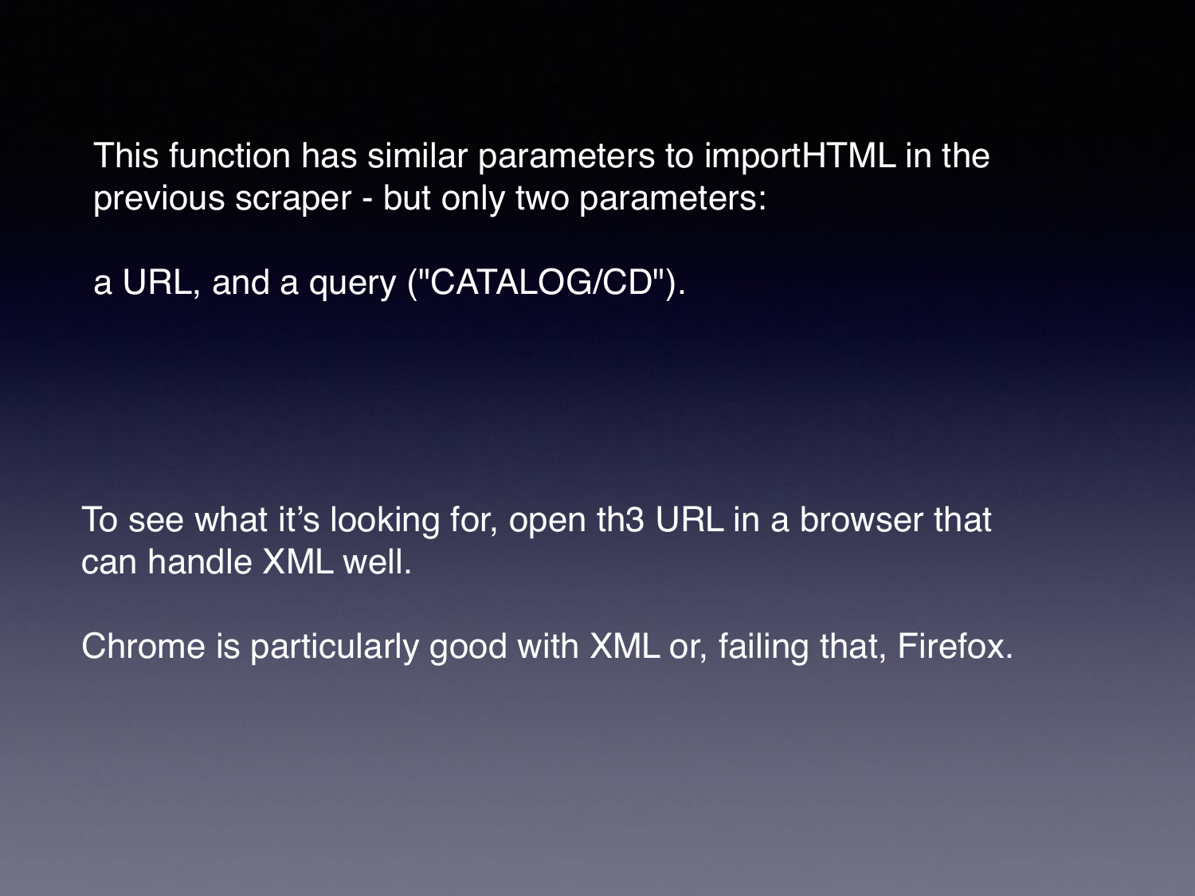This function has similar parameters to importHTML in the previous scraper - but only two parameters:

a URL, and a query ("CATALOG/CD").

To see what it's looking for, open th3 URL in a browser that can handle XML well.

Chrome is particularly good with XML or, failing that, Firefox.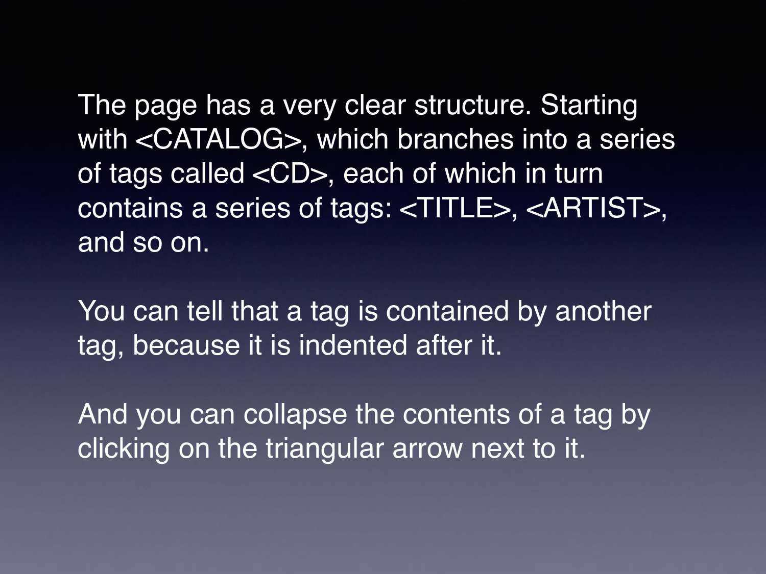The page has a very clear structure. Starting with <CATALOG>, which branches into a series of tags called <CD>, each of which in turn contains a series of tags: <TITLE>, <ARTIST>, and so on.

You can tell that a tag is contained by another tag, because it is indented after it.

And you can collapse the contents of a tag by clicking on the triangular arrow next to it.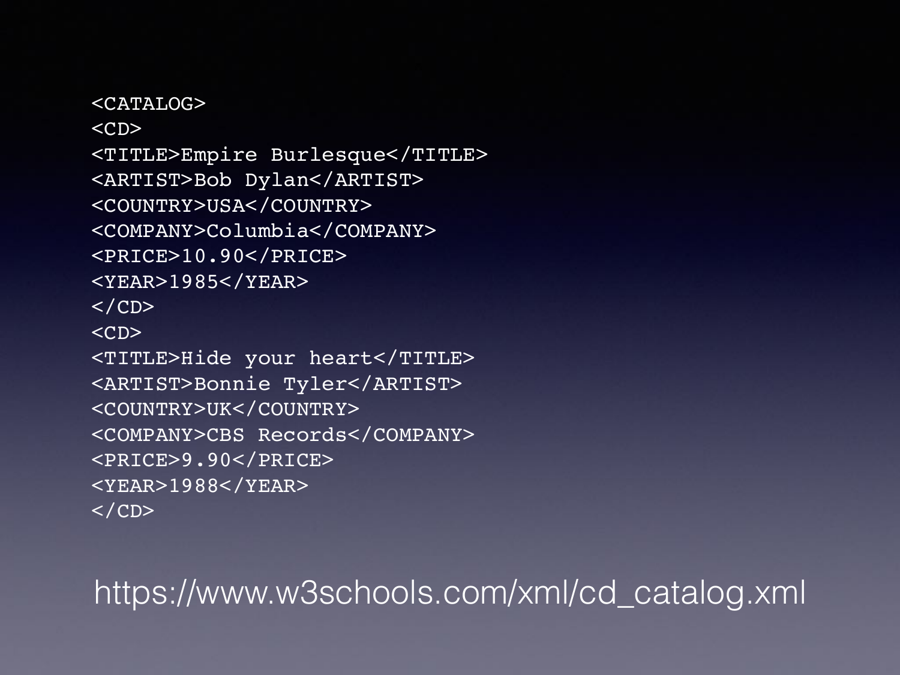```xml
<CATALOG>
<CD>
<TITLE>Empire Burlesque</TITLE>
<ARTIST>Bob Dylan</ARTIST>
<COUNTRY>USA</COUNTRY>
<COMPANY>Columbia</COMPANY>
<PRICE>10.90</PRICE>
<YEAR>1985</YEAR>
</CD>
<CD>
<TITLE>Hide your heart</TITLE>
<ARTIST>Bonnie Tyler</ARTIST>
<COUNTRY>UK</COUNTRY>
<COMPANY>CBS Records</COMPANY>
<PRICE>9.90</PRICE>
<YEAR>1988</YEAR>
</CD>
```

https://www.w3schools.com/xml/cd_catalog.xml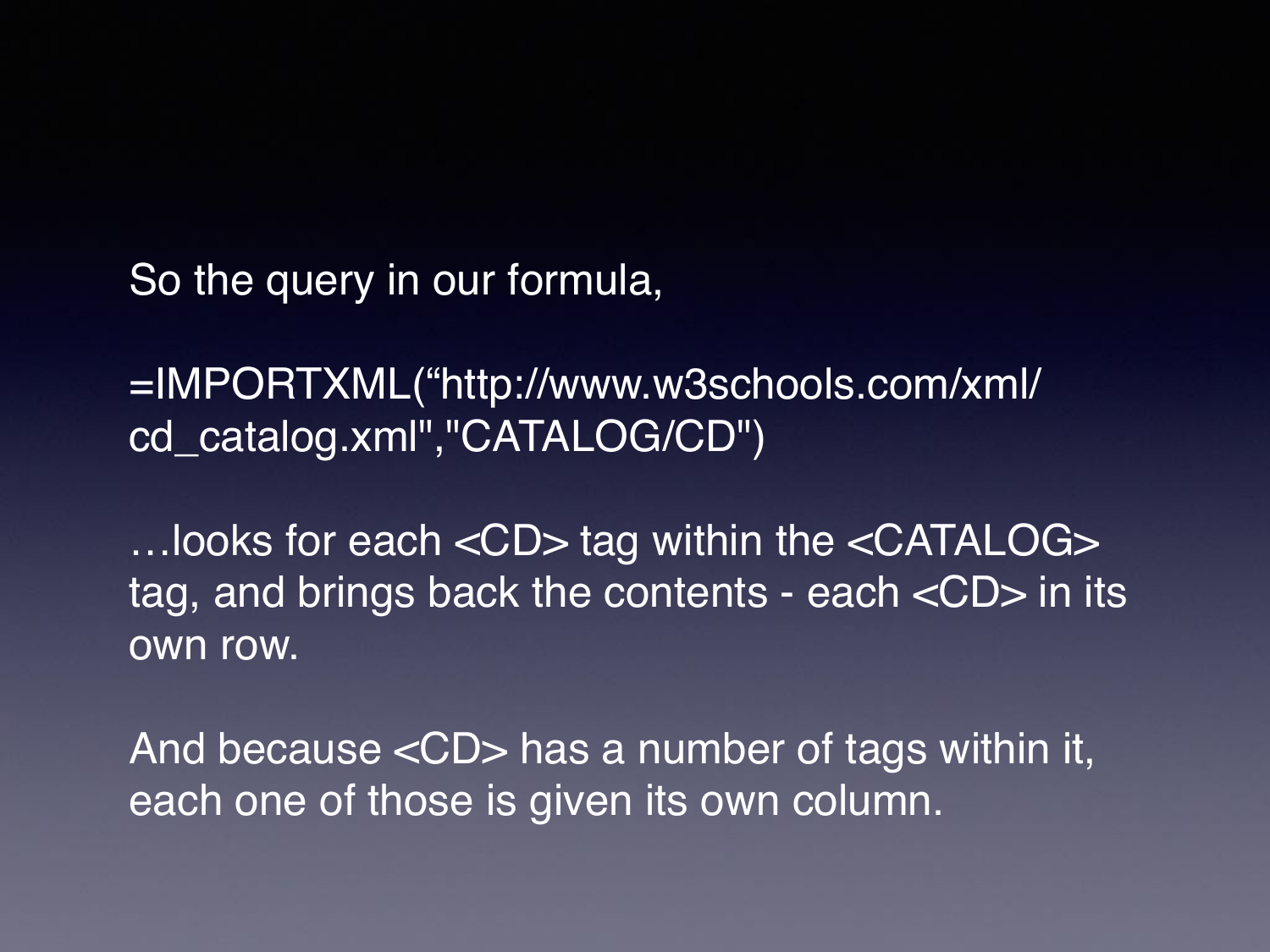So the query in our formula,

=IMPORTXML(“http://www.w3schools.com/xml/cd_catalog.xml","CATALOG/CD")

…looks for each <CD> tag within the <CATALOG> tag, and brings back the contents - each <CD> in its own row.

And because <CD> has a number of tags within it, each one of those is given its own column.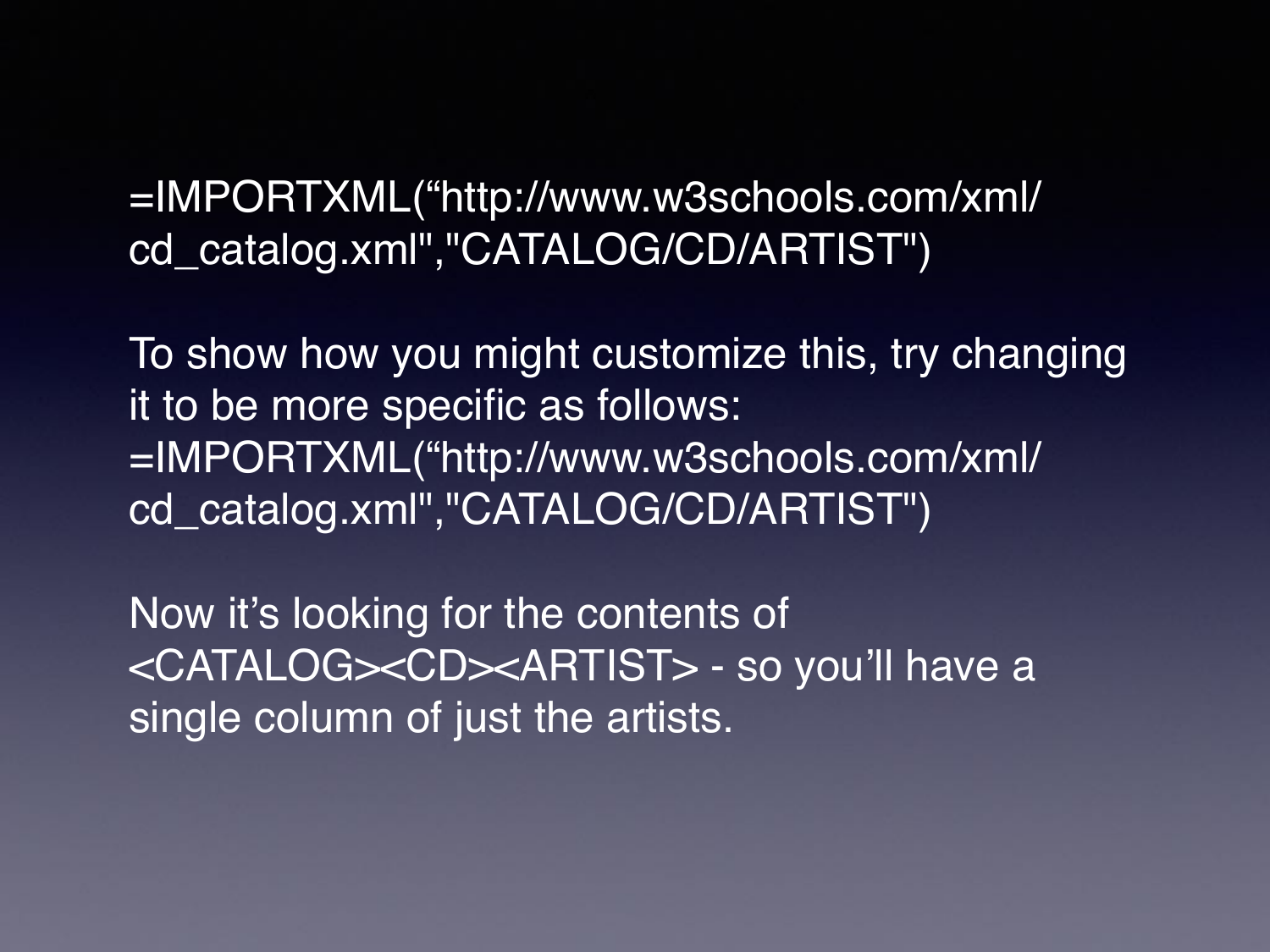=IMPORTXML(“http://www.w3schools.com/xml/cd_catalog.xml","CATALOG/CD/ARTIST")

To show how you might customize this, try changing it to be more specific as follows:
=IMPORTXML(“http://www.w3schools.com/xml/cd_catalog.xml","CATALOG/CD/ARTIST")

Now it’s looking for the contents of <CATALOG><CD><ARTIST> - so you’ll have a single column of just the artists.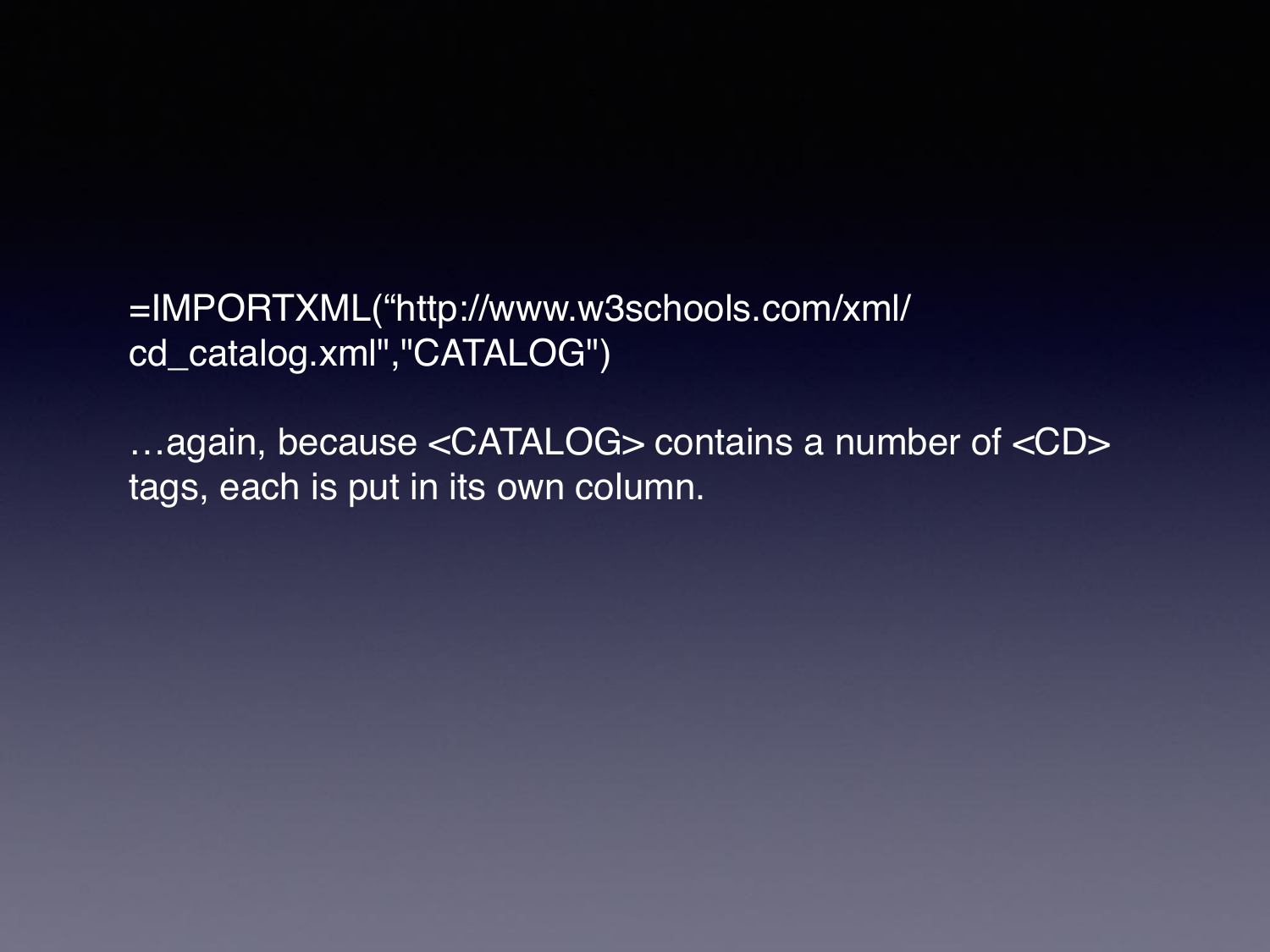=IMPORTXML(“http://www.w3schools.com/xml/cd_catalog.xml","CATALOG")

…again, because <CATALOG> contains a number of <CD> tags, each is put in its own column.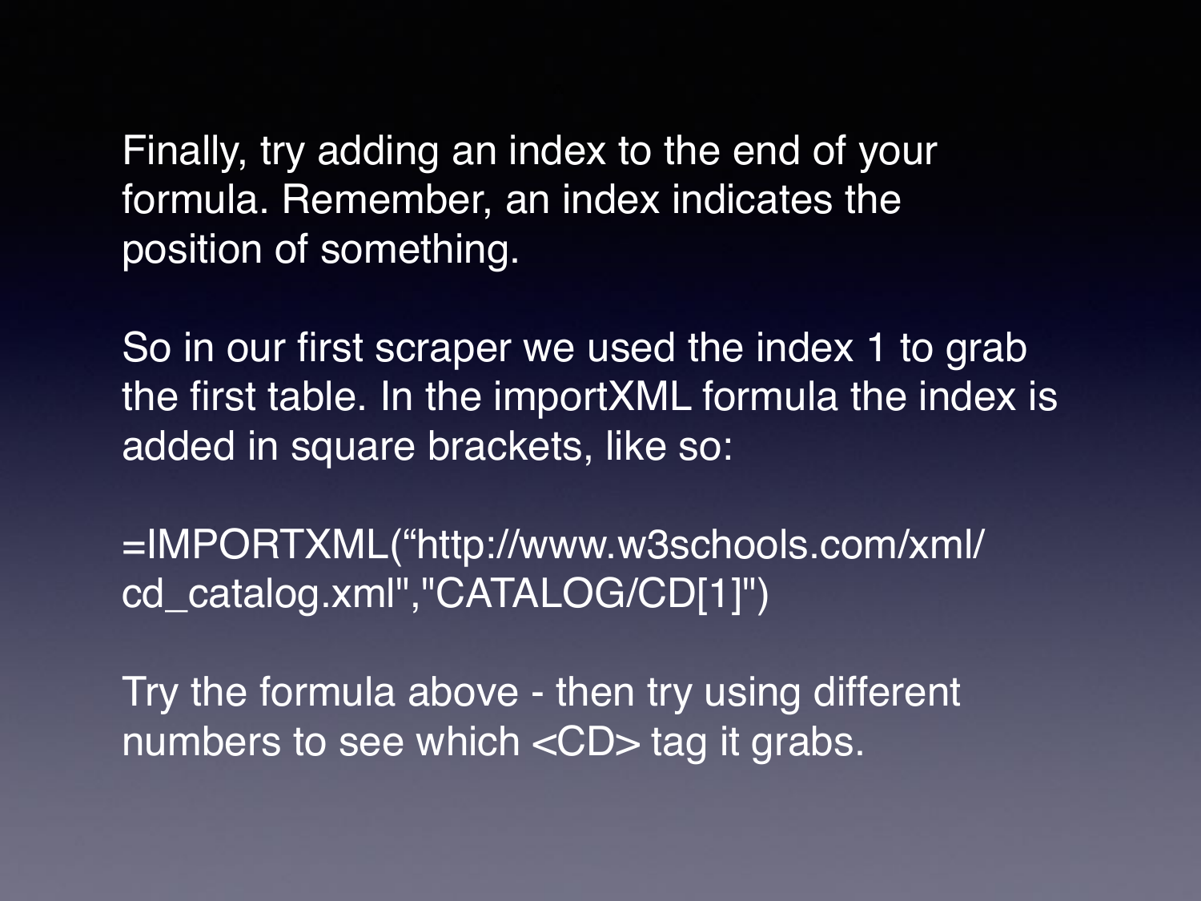Finally, try adding an index to the end of your formula. Remember, an index indicates the position of something.

So in our first scraper we used the index 1 to grab the first table. In the importXML formula the index is added in square brackets, like so:

```
=IMPORTXML(“http://www.w3schools.com/xml/cd_catalog.xml","CATALOG/CD[1]")
```

Try the formula above - then try using different numbers to see which <CD> tag it grabs.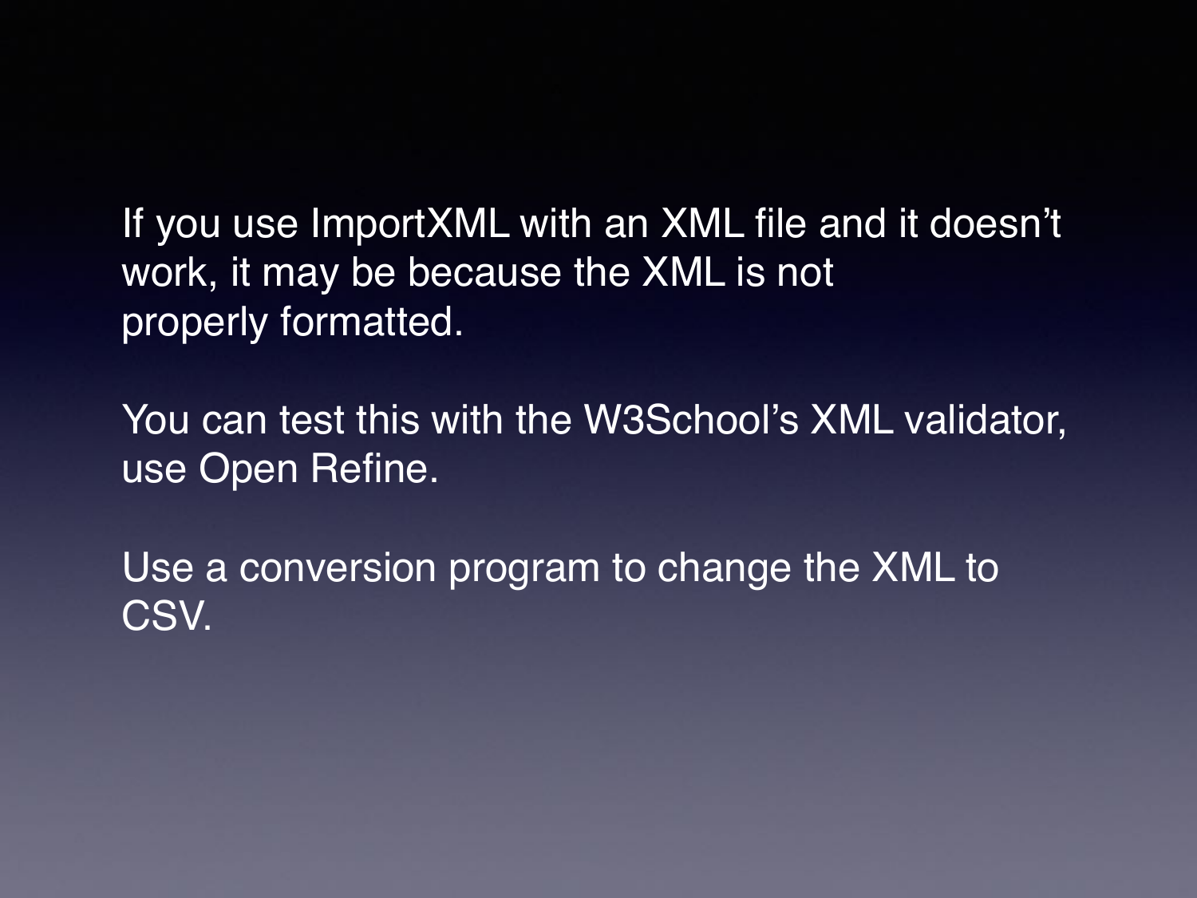If you use ImportXML with an XML file and it doesn't work, it may be because the XML is not properly formatted.

You can test this with the W3School's XML validator, use Open Refine.

Use a conversion program to change the XML to CSV.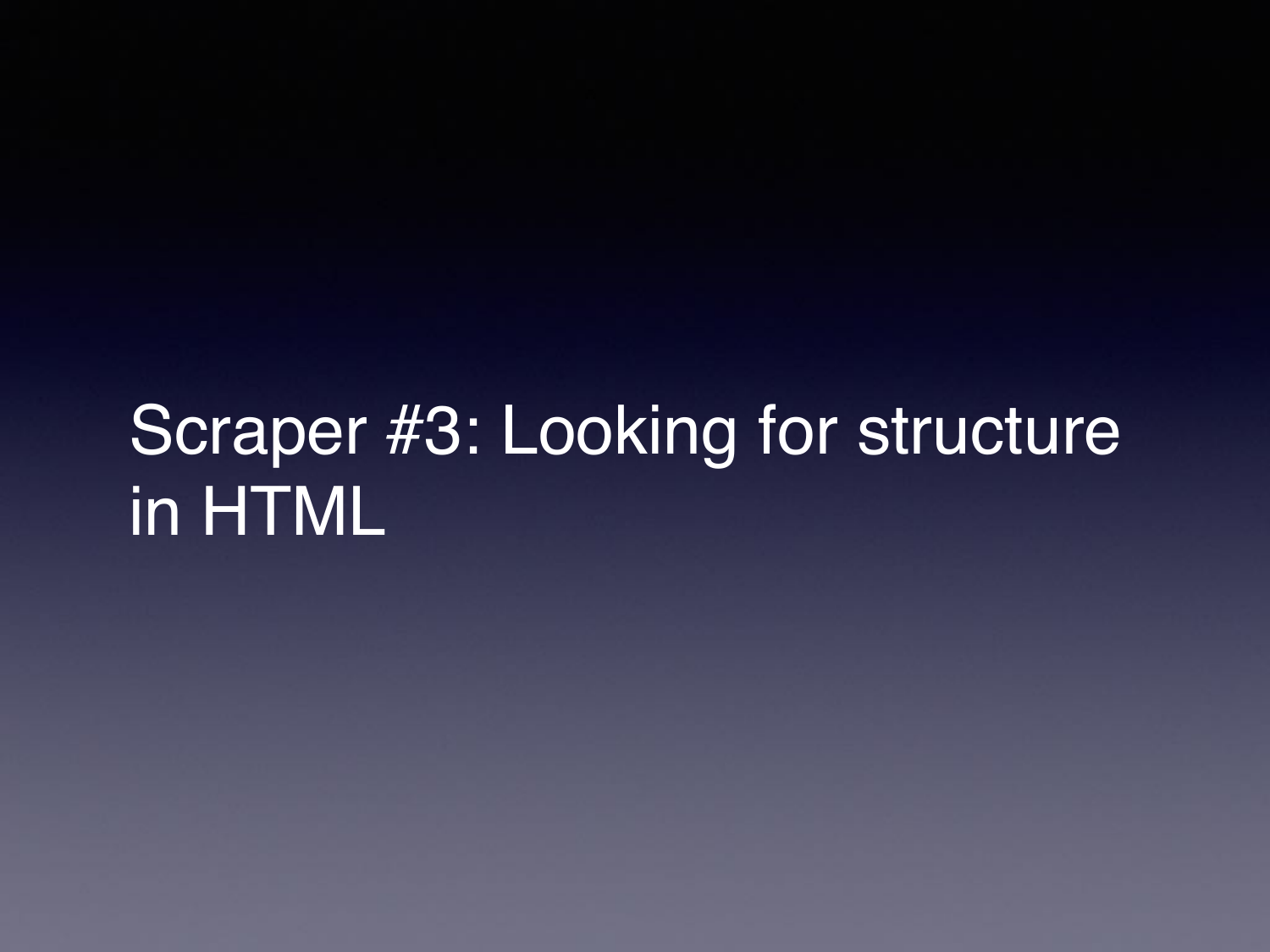# Scraper #3: Looking for structure in HTML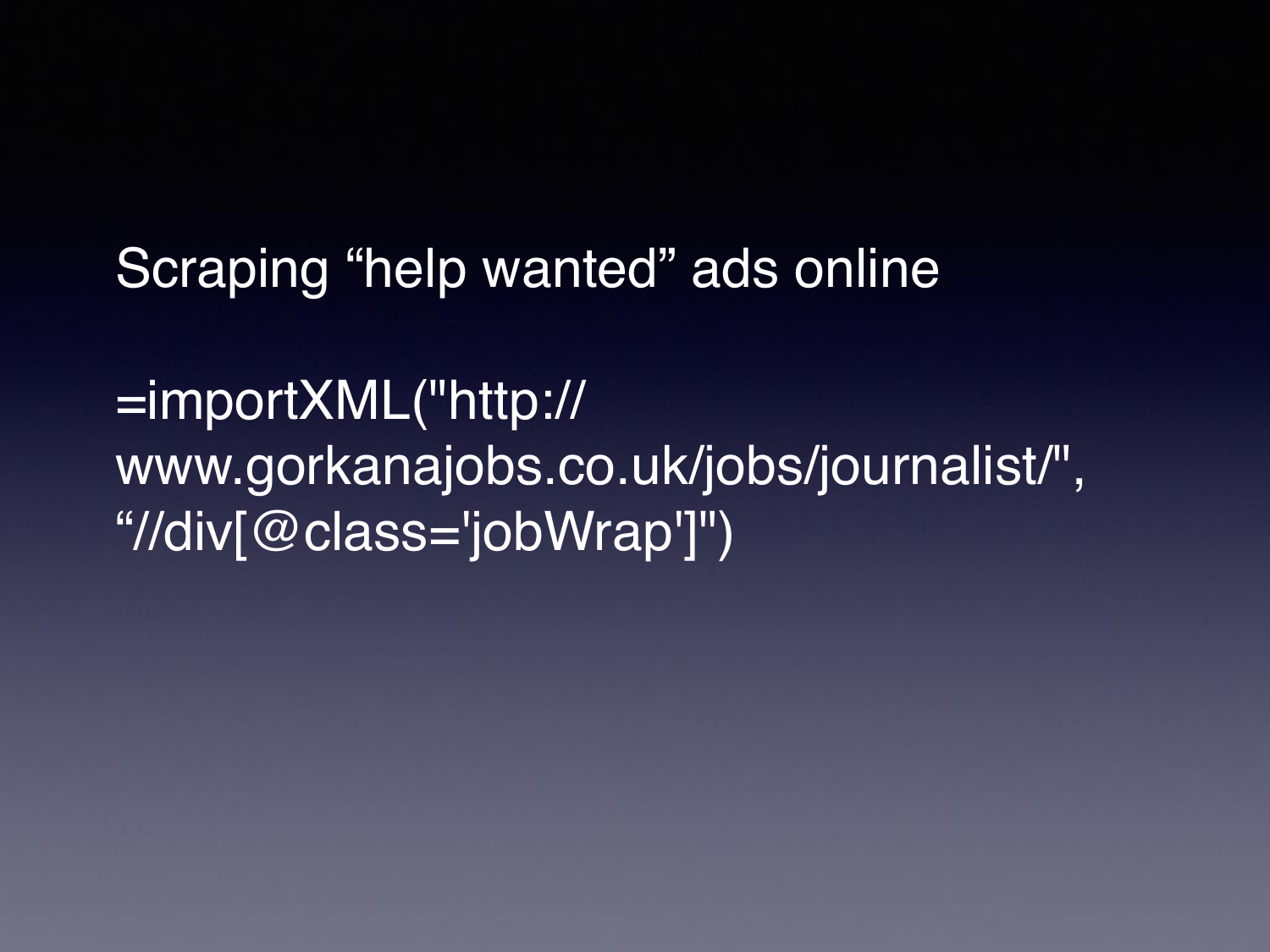Scraping “help wanted” ads online

```
=importXML("http://www.gorkanajobs.co.uk/jobs/journalist/", “//div[@class='jobWrap']")
```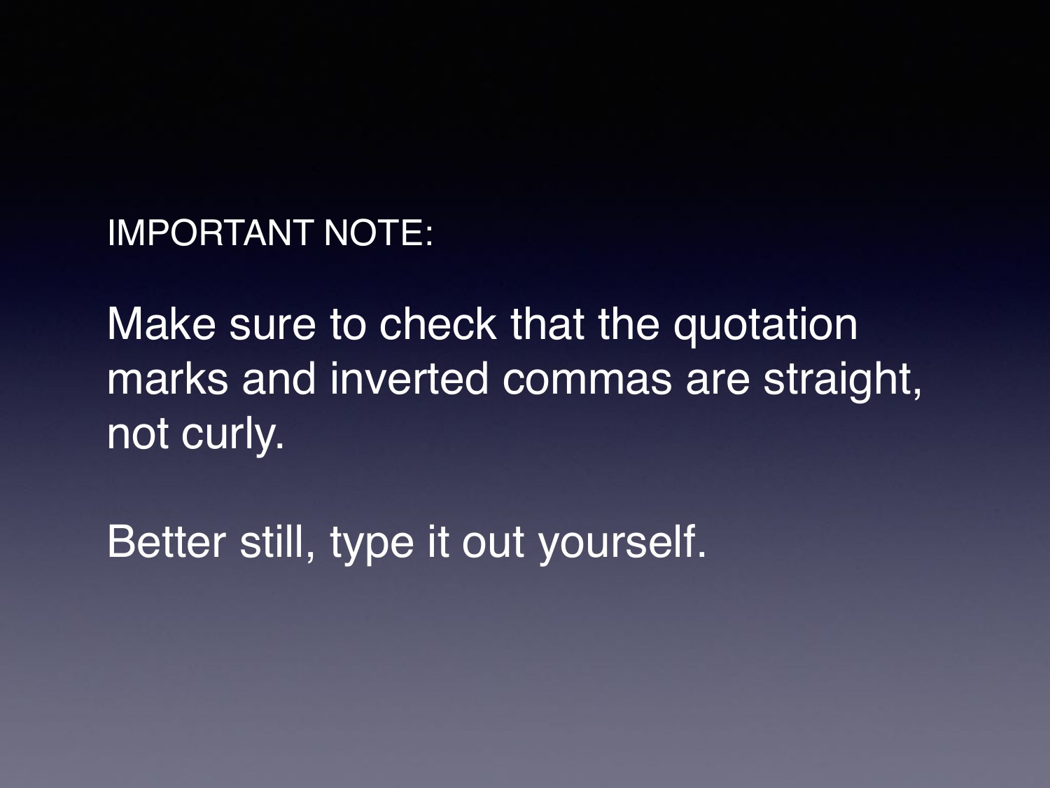IMPORTANT NOTE:

Make sure to check that the quotation marks and inverted commas are straight, not curly.

Better still, type it out yourself.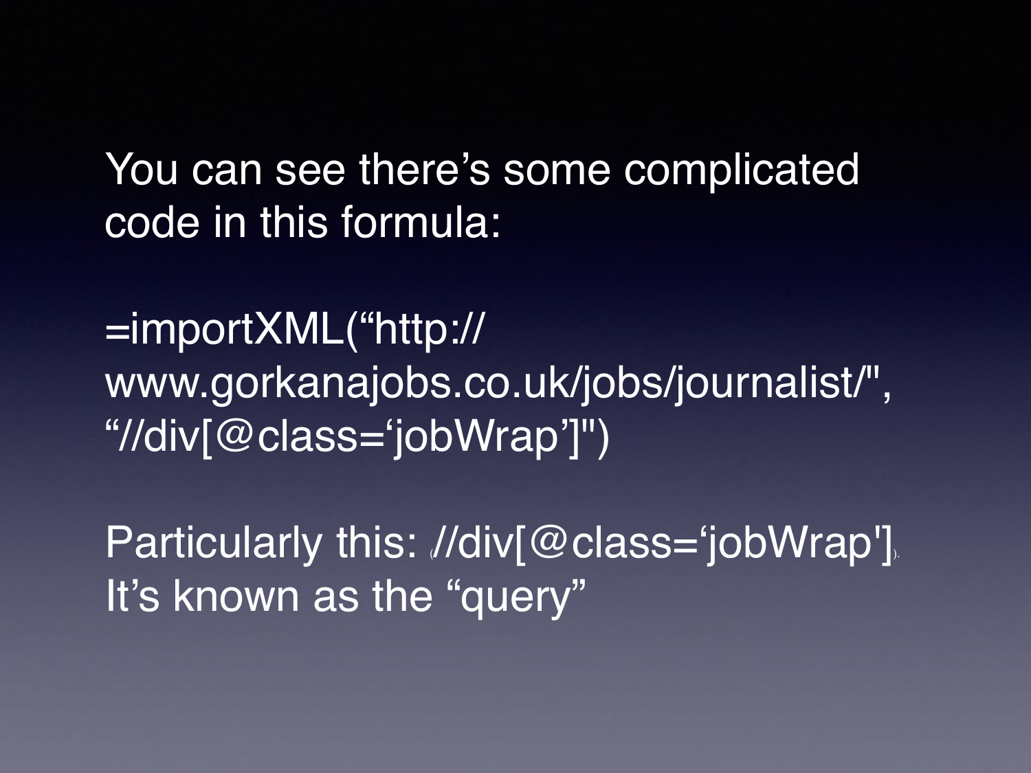You can see there's some complicated code in this formula:

=importXML("http://www.gorkanajobs.co.uk/jobs/journalist/", "//div[@class='jobWrap']")

Particularly this: (//div[@class='jobWrap']).

It's known as the "query"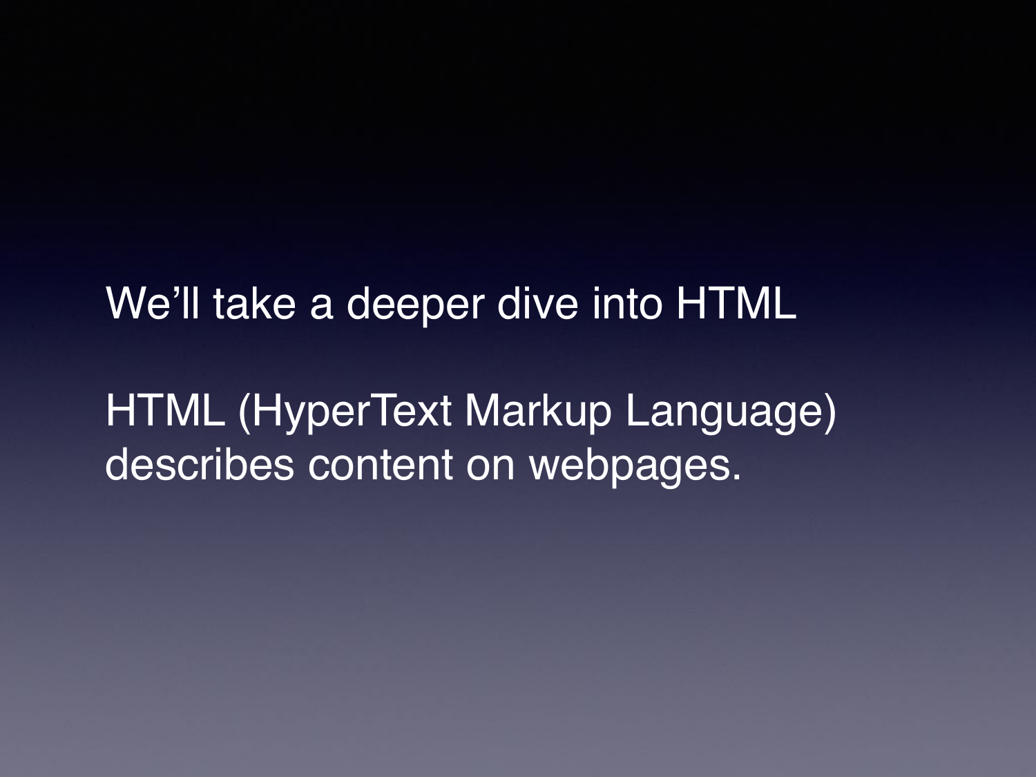We'll take a deeper dive into HTML

HTML (HyperText Markup Language) describes content on webpages.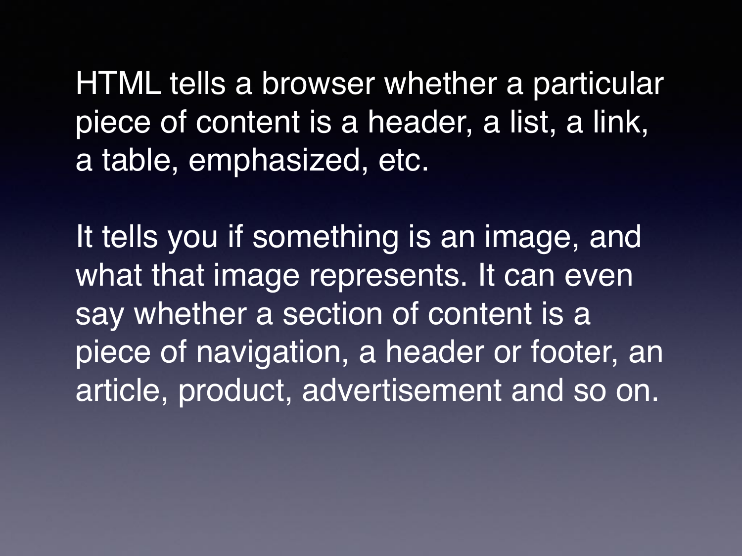HTML tells a browser whether a particular piece of content is a header, a list, a link, a table, emphasized, etc.

It tells you if something is an image, and what that image represents. It can even say whether a section of content is a piece of navigation, a header or footer, an article, product, advertisement and so on.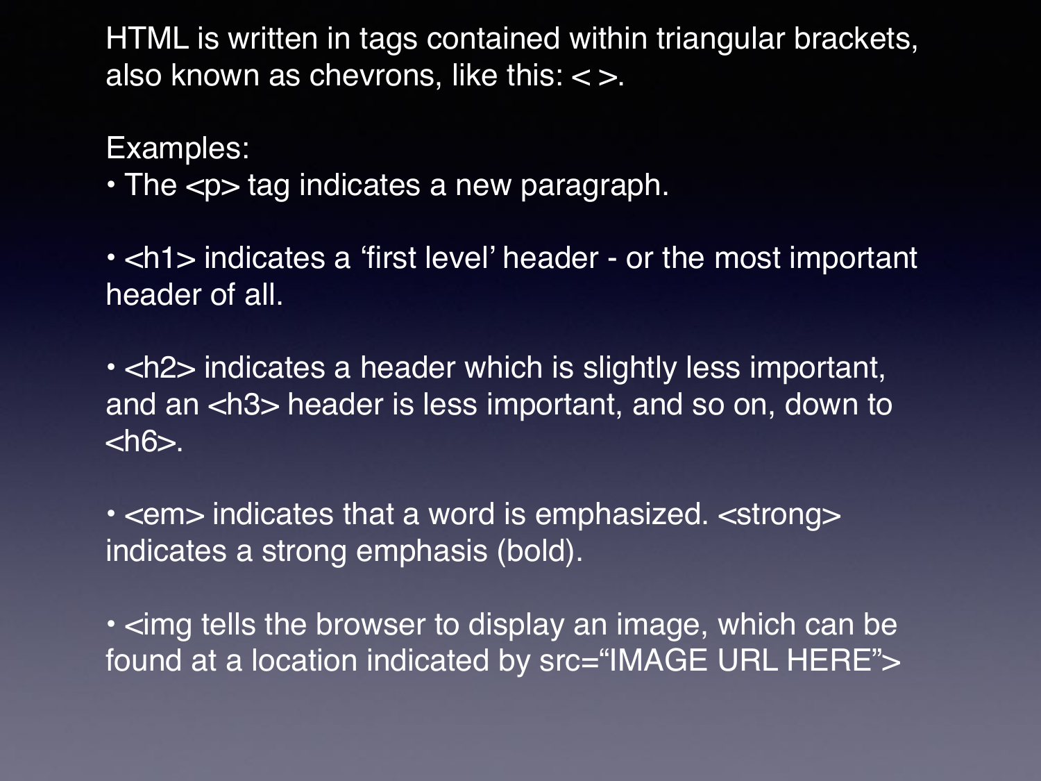HTML is written in tags contained within triangular brackets, also known as chevrons, like this: < >.

Examples:

- The <p> tag indicates a new paragraph.
- <h1> indicates a ‘first level’ header - or the most important header of all.
- <h2> indicates a header which is slightly less important, and an <h3> header is less important, and so on, down to <h6>.
- <em> indicates that a word is emphasized. <strong> indicates a strong emphasis (bold).
- <img tells the browser to display an image, which can be found at a location indicated by src=“IMAGE URL HERE”>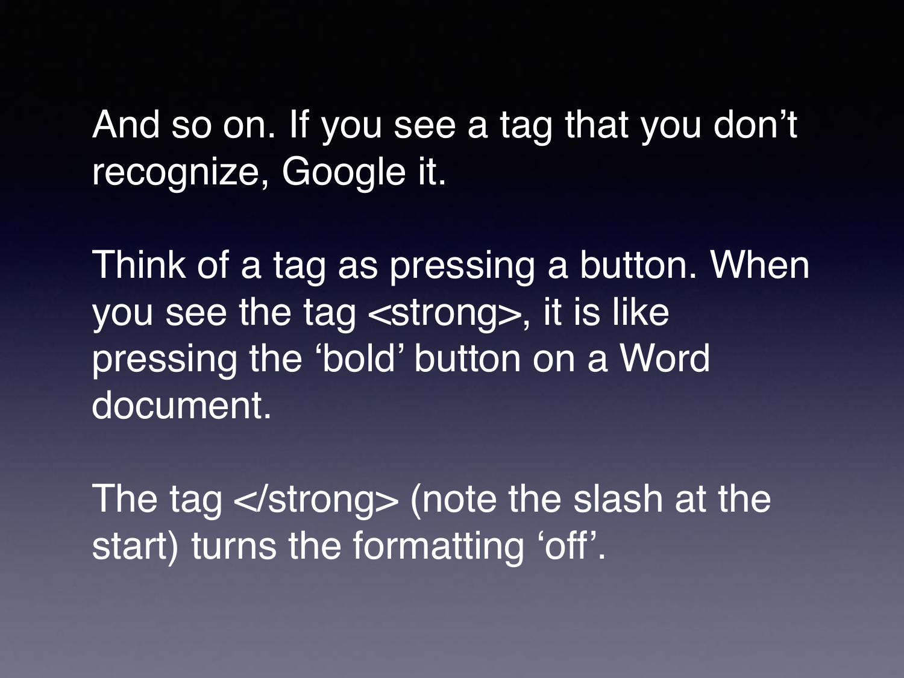And so on. If you see a tag that you don’t recognize, Google it.

Think of a tag as pressing a button. When you see the tag <strong>, it is like pressing the ‘bold’ button on a Word document.

The tag </strong> (note the slash at the start) turns the formatting ‘off’.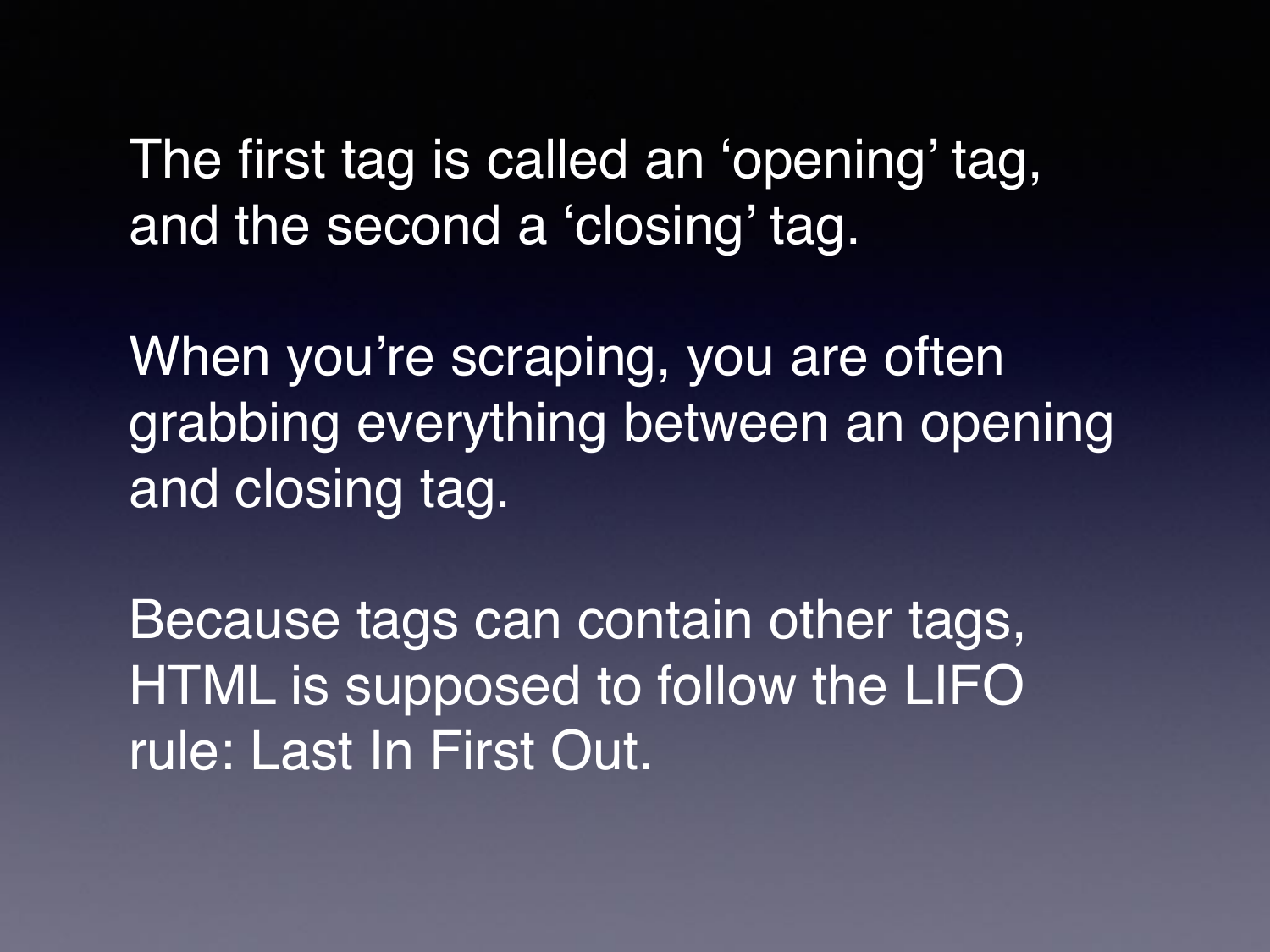The first tag is called an ‘opening’ tag, and the second a ‘closing’ tag.

When you’re scraping, you are often grabbing everything between an opening and closing tag.

Because tags can contain other tags, HTML is supposed to follow the LIFO rule: Last In First Out.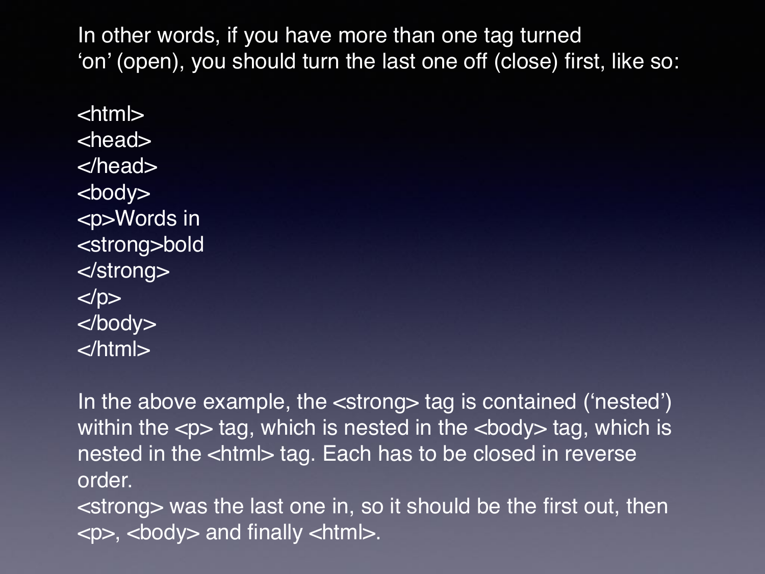In other words, if you have more than one tag turned 'on' (open), you should turn the last one off (close) first, like so:

```
<html>
<head>
</head>
<body>
<p>Words in
<strong>bold
</strong>
</p>
</body>
</html>
```

In the above example, the <strong> tag is contained ('nested') within the <p> tag, which is nested in the <body> tag, which is nested in the <html> tag. Each has to be closed in reverse order.

<strong> was the last one in, so it should be the first out, then <p>, <body> and finally <html>.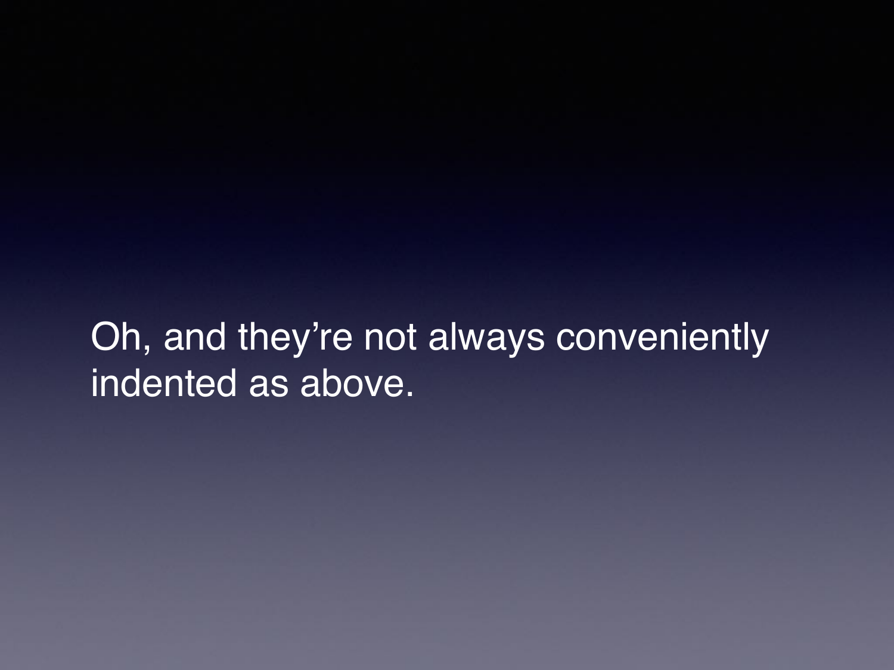Oh, and they’re not always conveniently indented as above.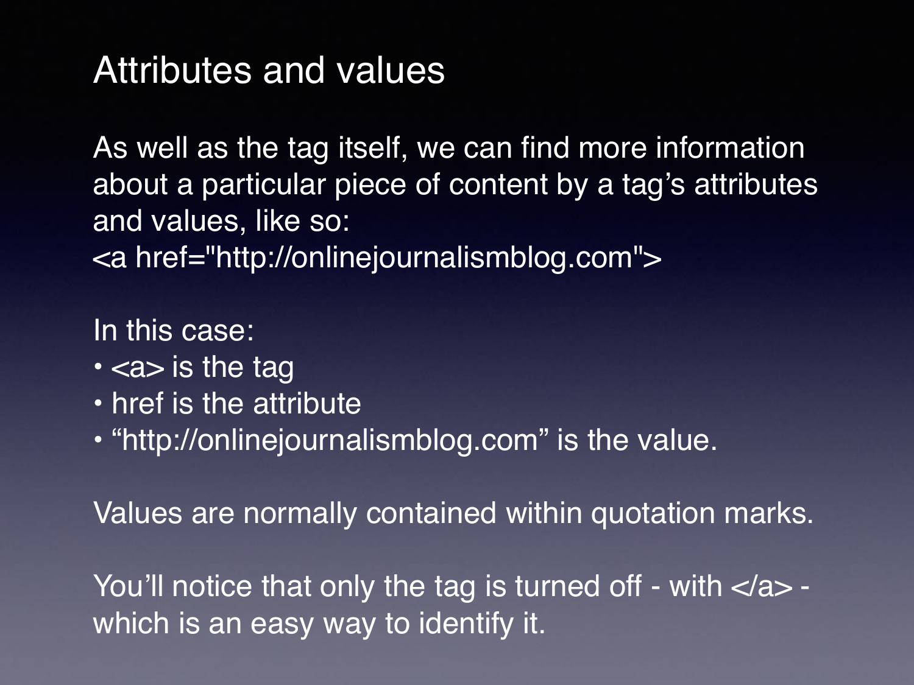# Attributes and values

As well as the tag itself, we can find more information about a particular piece of content by a tag's attributes and values, like so:

<a href="http://onlinejournalismblog.com">

In this case:

- <a> is the tag
- href is the attribute
- "http://onlinejournalismblog.com" is the value.

Values are normally contained within quotation marks.

You'll notice that only the tag is turned off - with </a> - which is an easy way to identify it.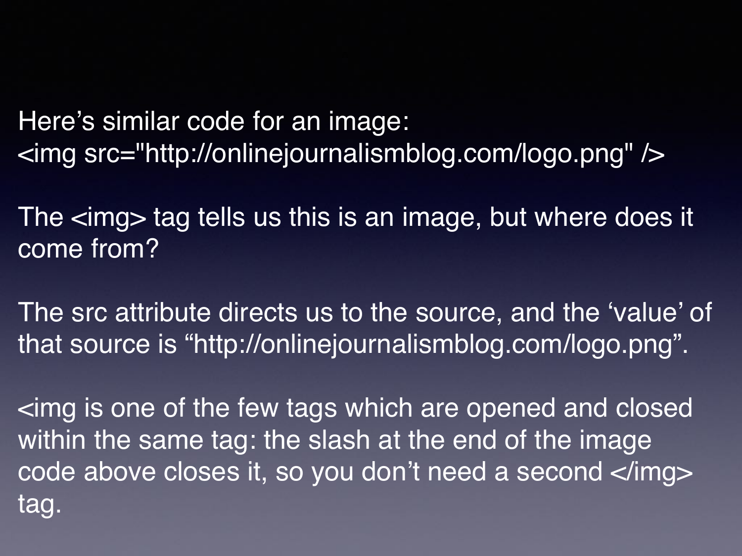Here's similar code for an image:

```
<img src="http://onlinejournalismblog.com/logo.png" />
```

The <img> tag tells us this is an image, but where does it come from?

The src attribute directs us to the source, and the 'value' of that source is "http://onlinejournalismblog.com/logo.png".

<img is one of the few tags which are opened and closed within the same tag: the slash at the end of the image code above closes it, so you don't need a second </img> tag.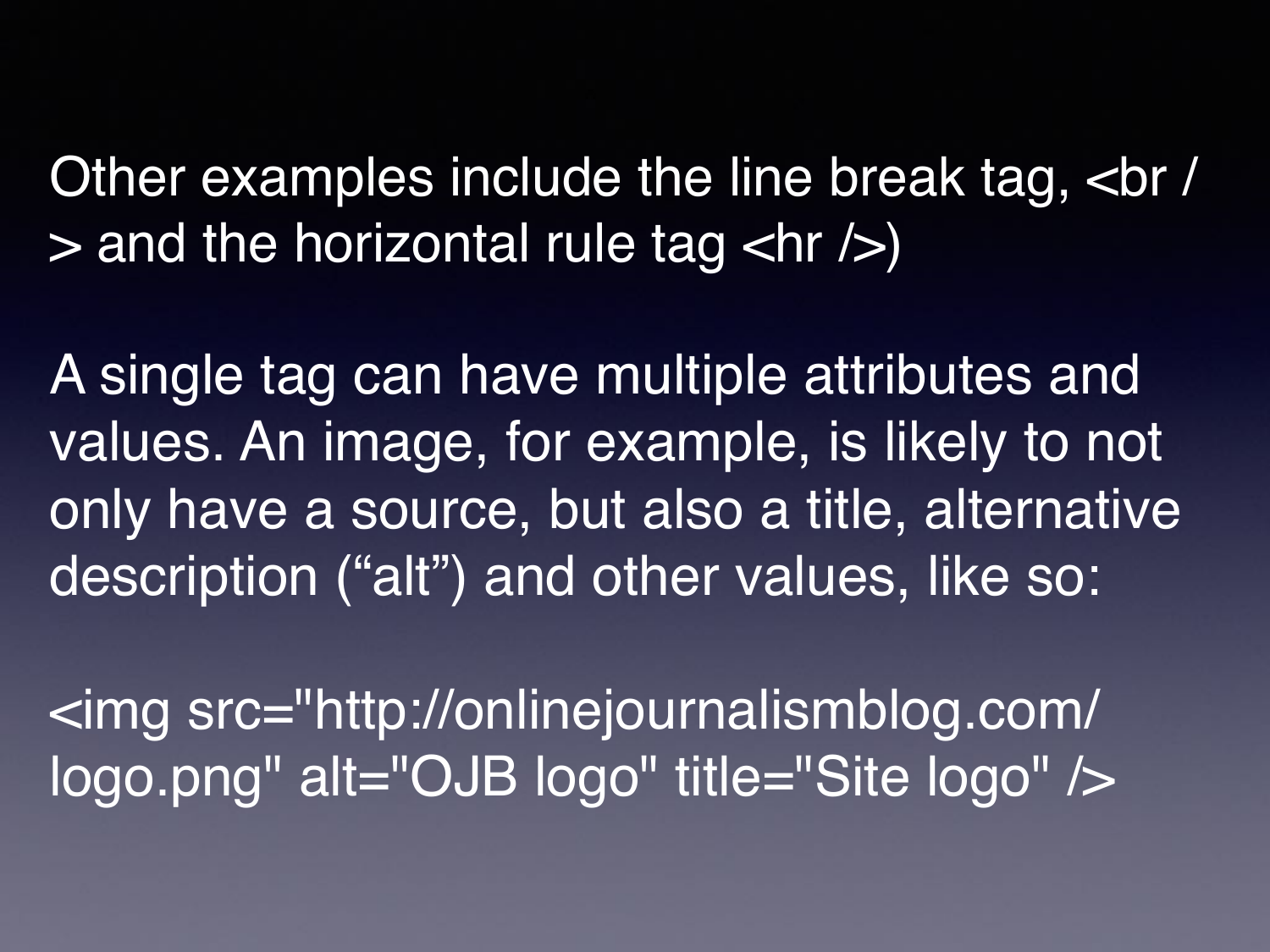Other examples include the line break tag, <br /> and the horizontal rule tag <hr />)

A single tag can have multiple attributes and values. An image, for example, is likely to not only have a source, but also a title, alternative description ("alt") and other values, like so:

```
<img src="http://onlinejournalismblog.com/logo.png" alt="OJB logo" title="Site logo" />
```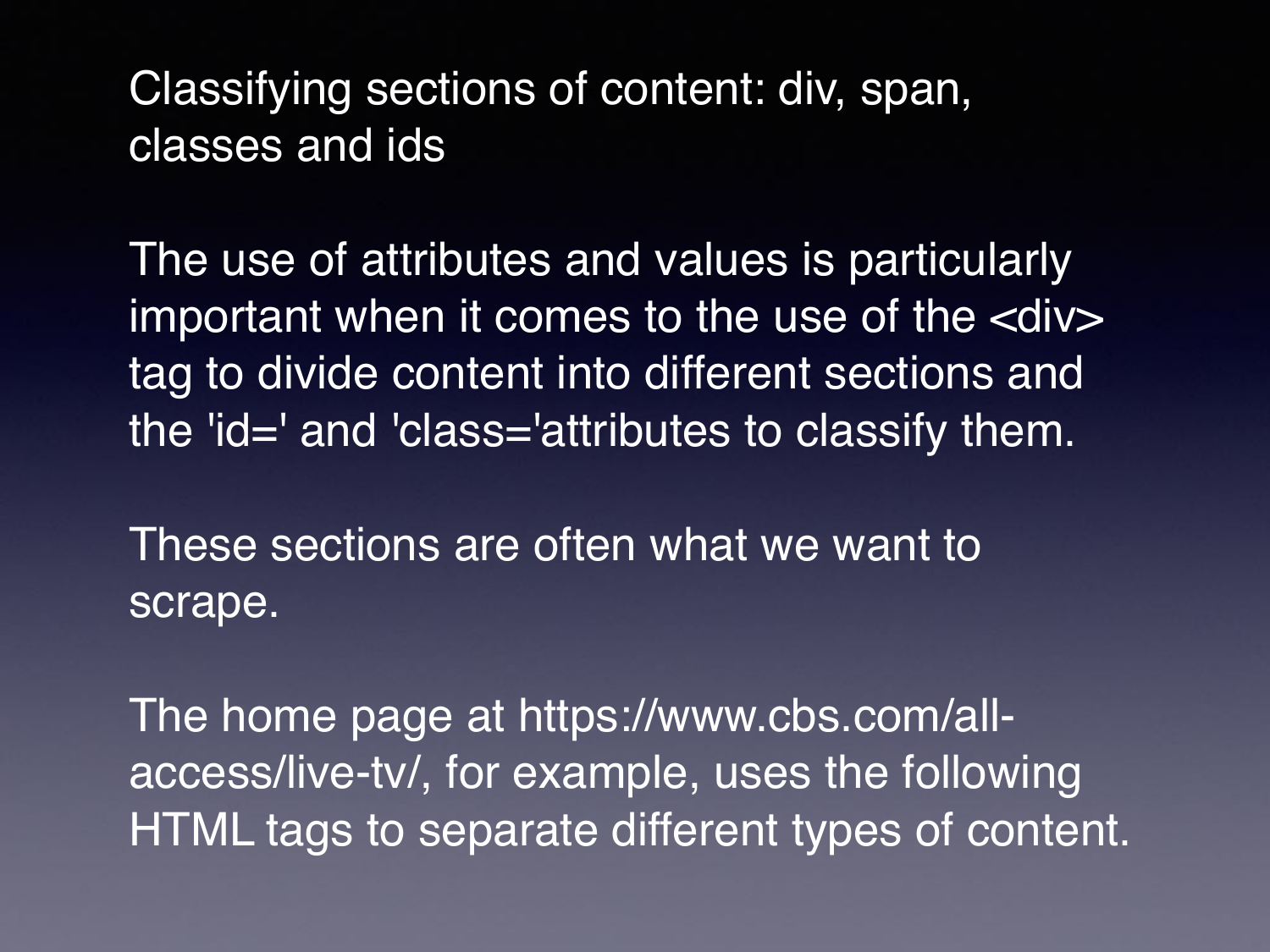## Classifying sections of content: div, span, classes and ids

The use of attributes and values is particularly important when it comes to the use of the <div> tag to divide content into different sections and the 'id=' and 'class='attributes to classify them.

These sections are often what we want to scrape.

The home page at https://www.cbs.com/all-access/live-tv/, for example, uses the following HTML tags to separate different types of content.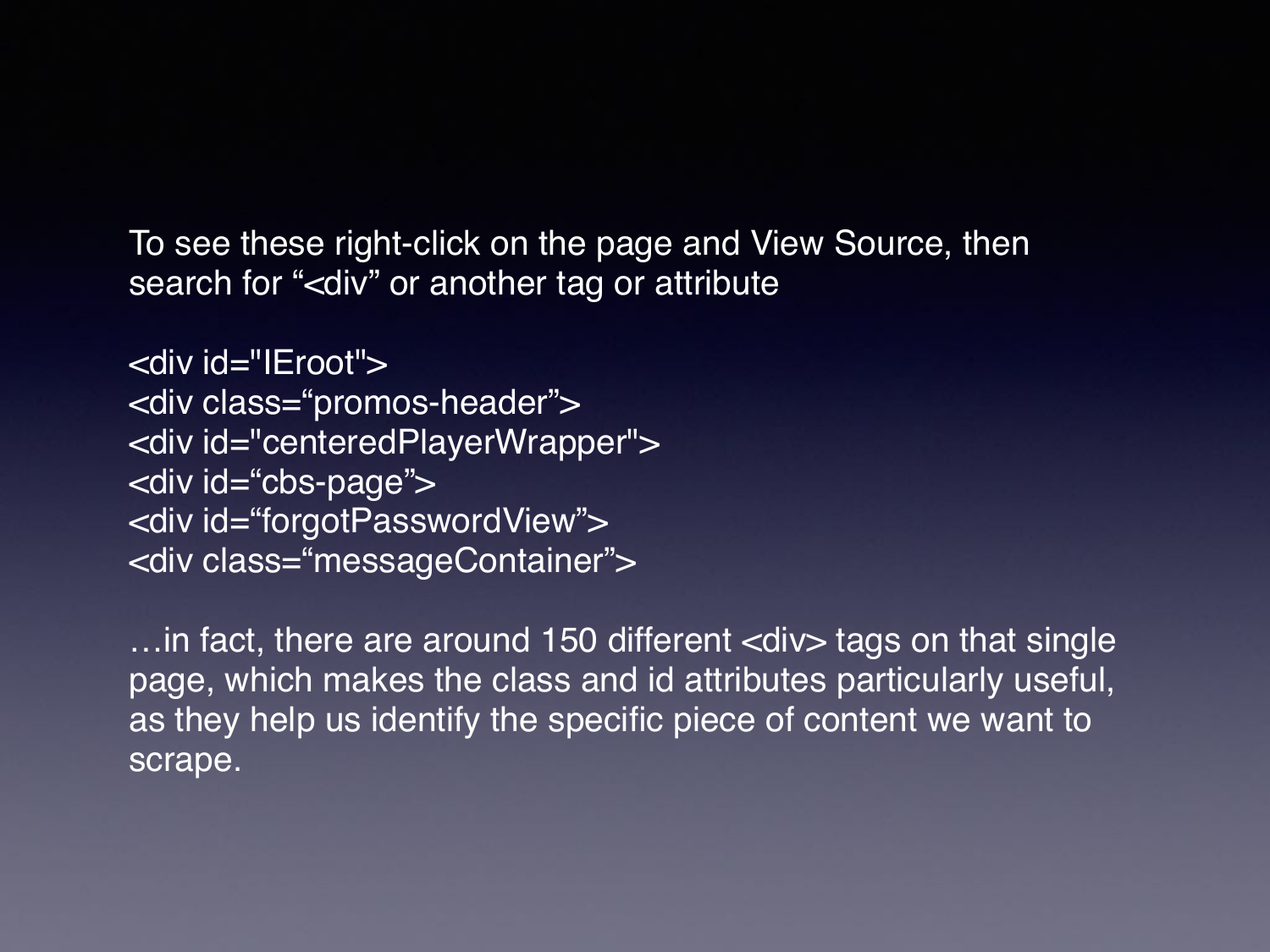To see these right-click on the page and View Source, then search for “<div” or another tag or attribute

```
<div id="IEroot">
<div class=“promos-header”>
<div id="centeredPlayerWrapper">
<div id=“cbs-page”>
<div id=“forgotPasswordView”>
<div class=“messageContainer”>
```

…in fact, there are around 150 different <div> tags on that single page, which makes the class and id attributes particularly useful, as they help us identify the specific piece of content we want to scrape.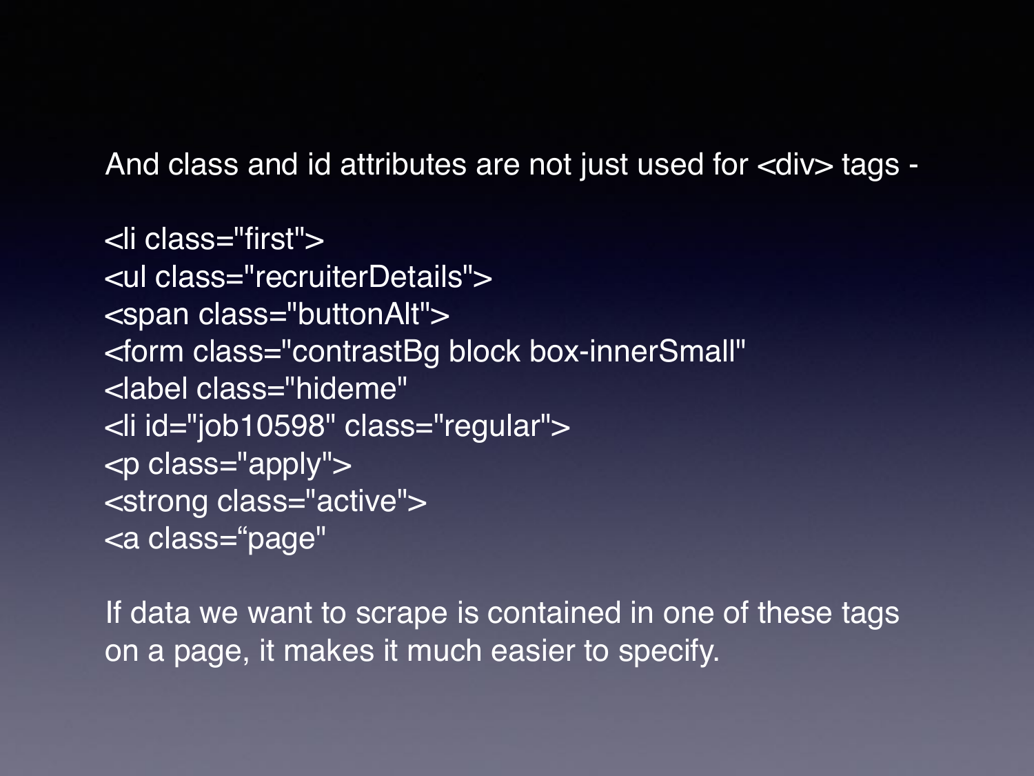And class and id attributes are not just used for <div> tags -

```
<li class="first">
<ul class="recruiterDetails">
<span class="buttonAlt">
<form class="contrastBg block box-innerSmall"
<label class="hideme"
<li id="job10598" class="regular">
<p class="apply">
<strong class="active">
<a class="page"
```

If data we want to scrape is contained in one of these tags on a page, it makes it much easier to specify.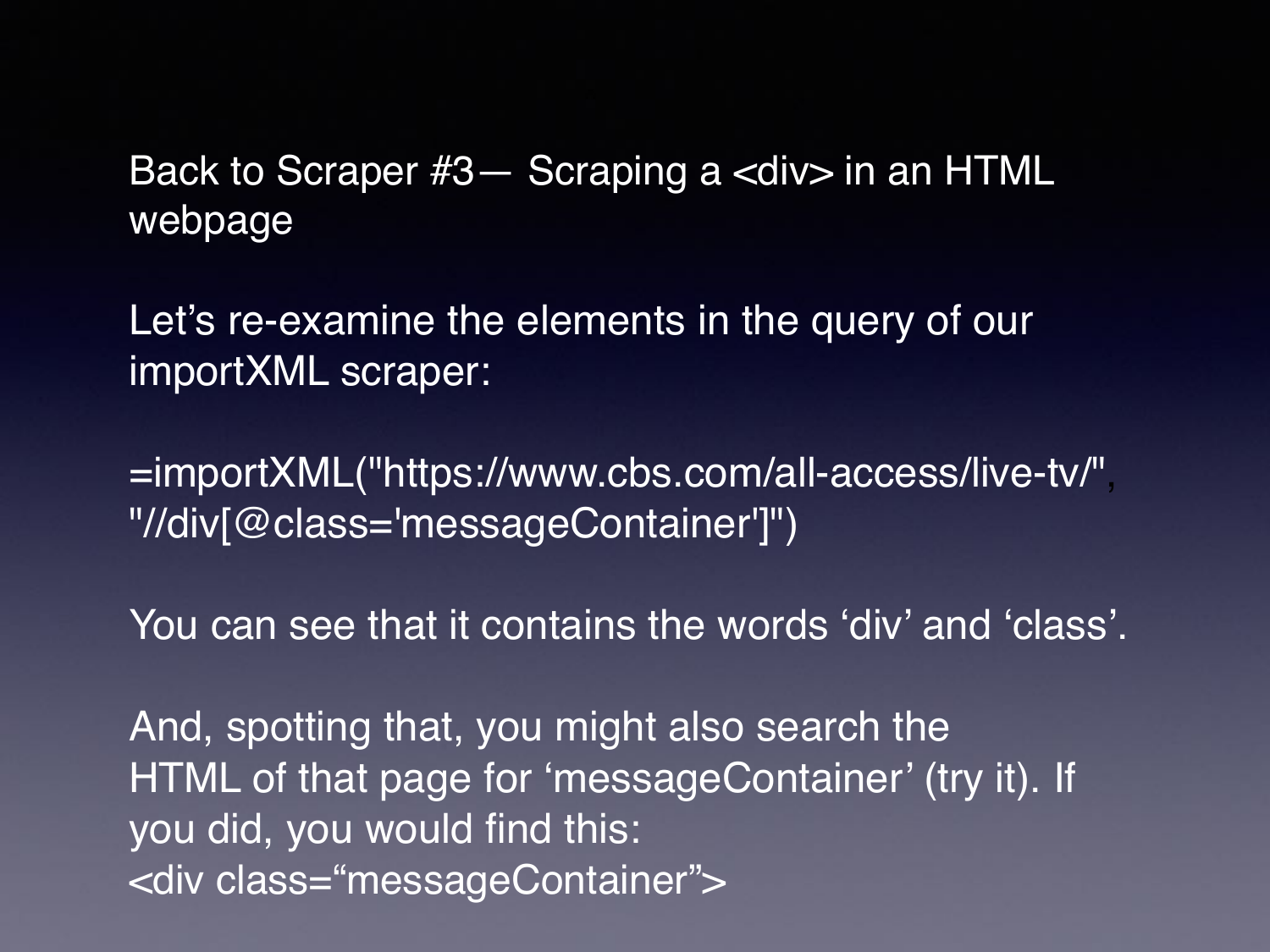Back to Scraper #3— Scraping a <div> in an HTML webpage

Let's re-examine the elements in the query of our importXML scraper:

```
=importXML("https://www.cbs.com/all-access/live-tv/", "//div[@class='messageContainer']")
```

You can see that it contains the words 'div' and 'class'.

And, spotting that, you might also search the HTML of that page for 'messageContainer' (try it). If you did, you would find this:

```
<div class="messageContainer">
```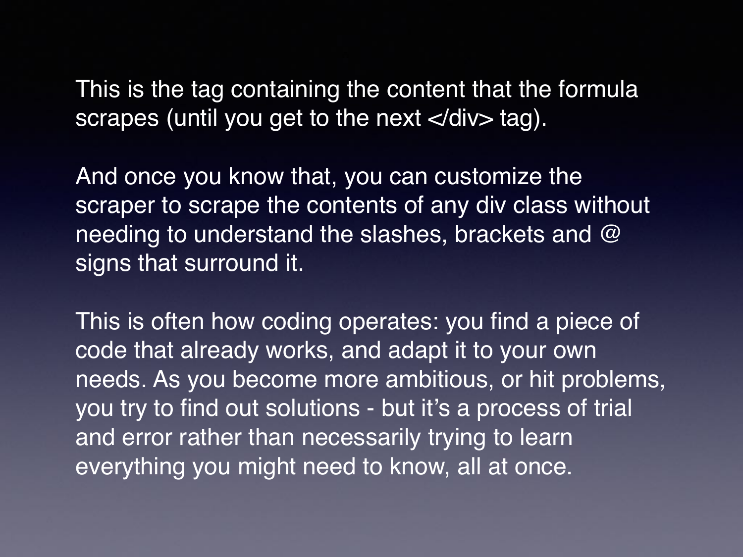This is the tag containing the content that the formula scrapes (until you get to the next </div> tag).

And once you know that, you can customize the scraper to scrape the contents of any div class without needing to understand the slashes, brackets and @ signs that surround it.

This is often how coding operates: you find a piece of code that already works, and adapt it to your own needs. As you become more ambitious, or hit problems, you try to find out solutions - but it's a process of trial and error rather than necessarily trying to learn everything you might need to know, all at once.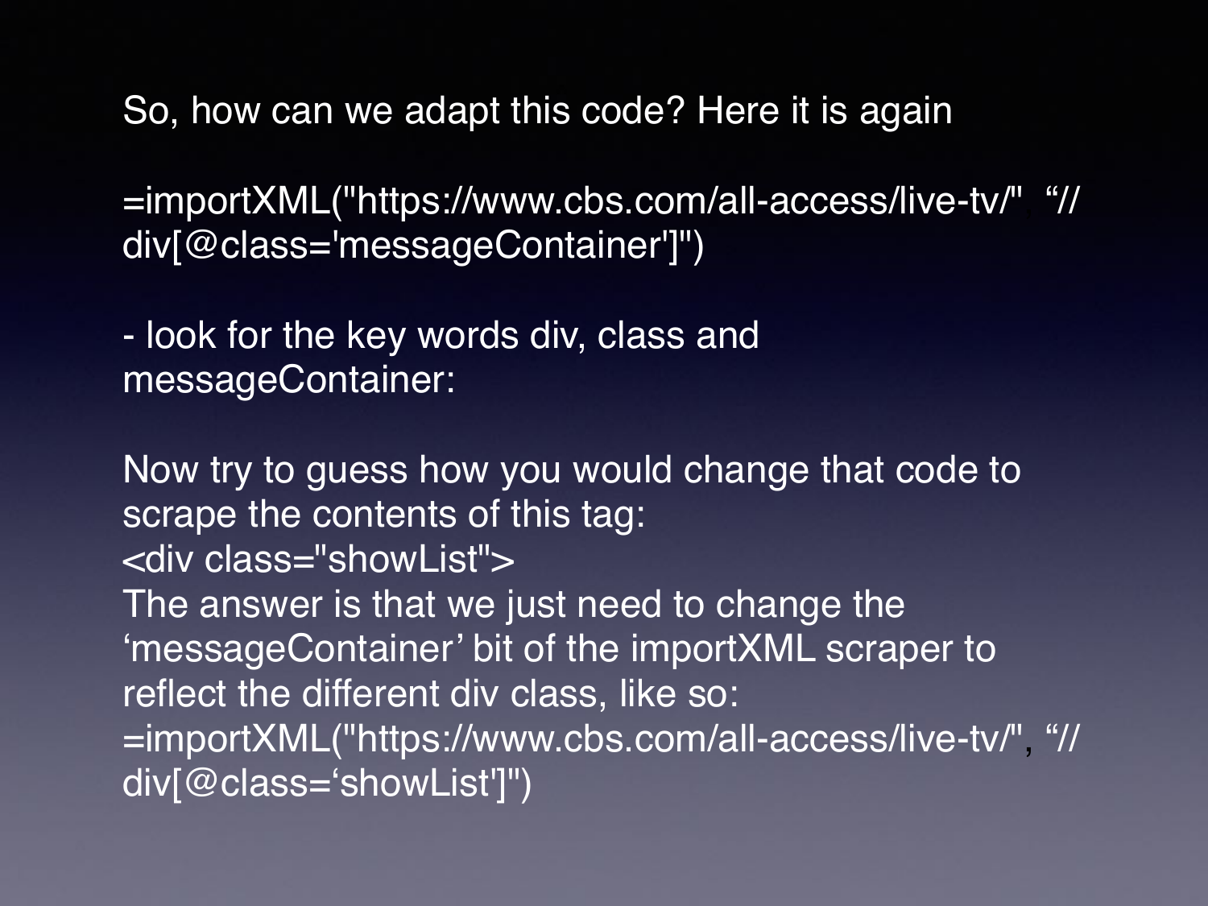So, how can we adapt this code? Here it is again

```
=importXML("https://www.cbs.com/all-access/live-tv/", “//div[@class='messageContainer']")
```

- look for the key words div, class and messageContainer:

Now try to guess how you would change that code to scrape the contents of this tag:

```
<div class="showList">
```

The answer is that we just need to change the ‘messageContainer’ bit of the importXML scraper to reflect the different div class, like so:

```
=importXML("https://www.cbs.com/all-access/live-tv/", “//div[@class=‘showList']")
```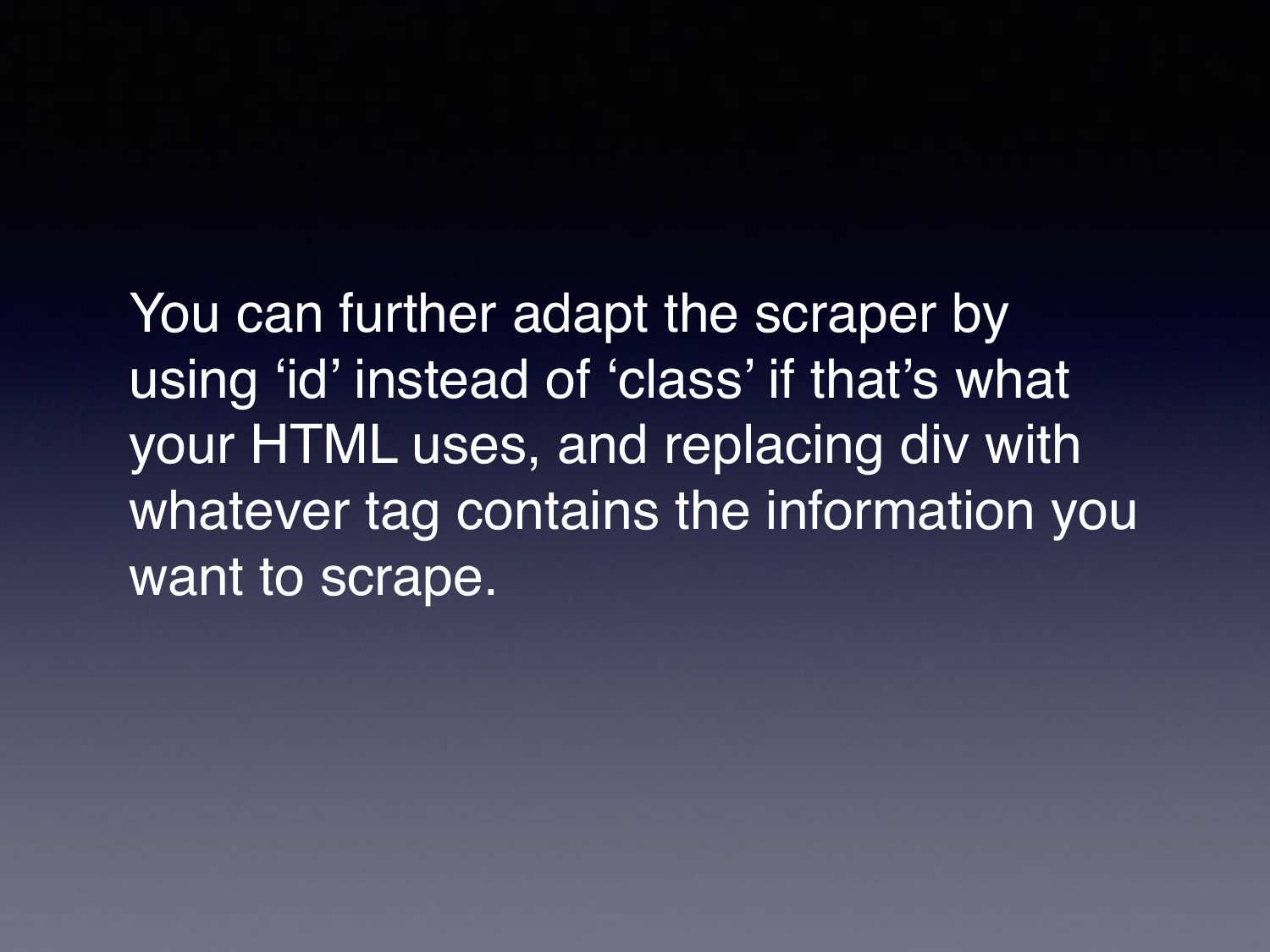You can further adapt the scraper by using ‘id’ instead of ‘class’ if that’s what your HTML uses, and replacing div with whatever tag contains the information you want to scrape.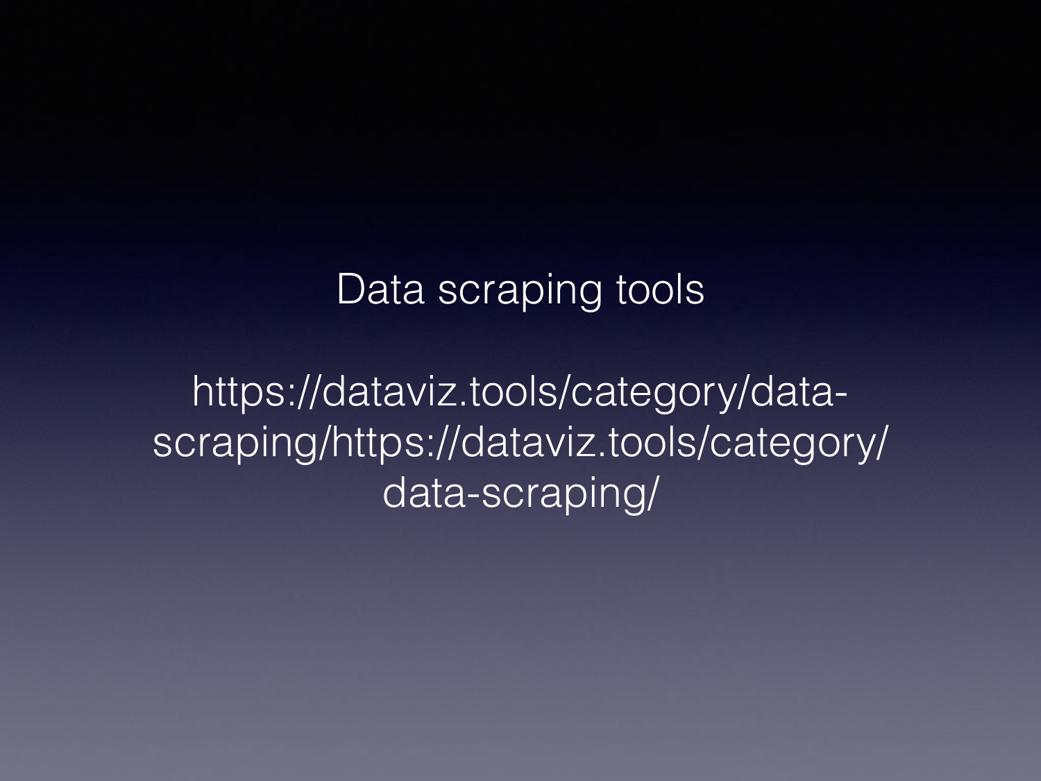Data scraping tools

https://dataviz.tools/category/data-scraping/https://dataviz.tools/category/data-scraping/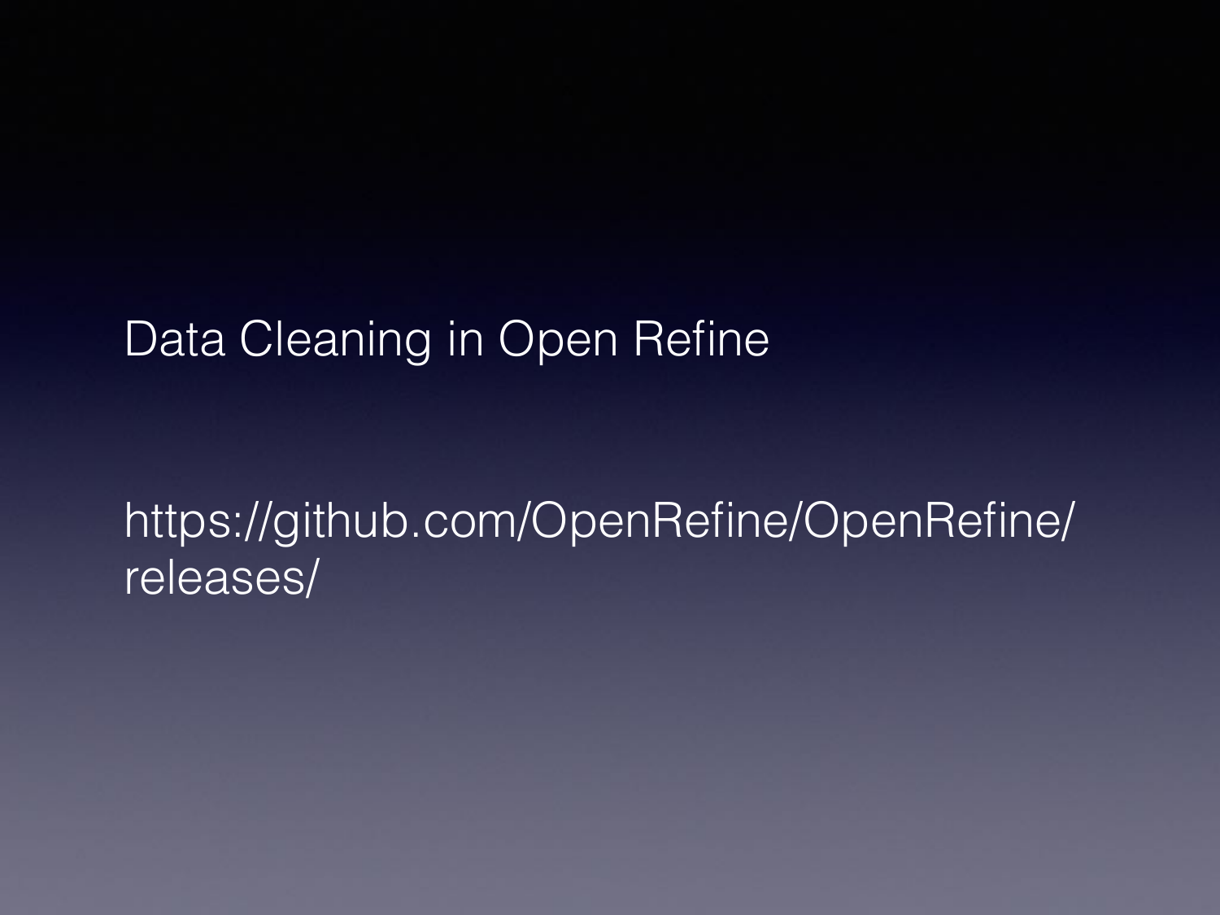Data Cleaning in Open Refine

https://github.com/OpenRefine/OpenRefine/releases/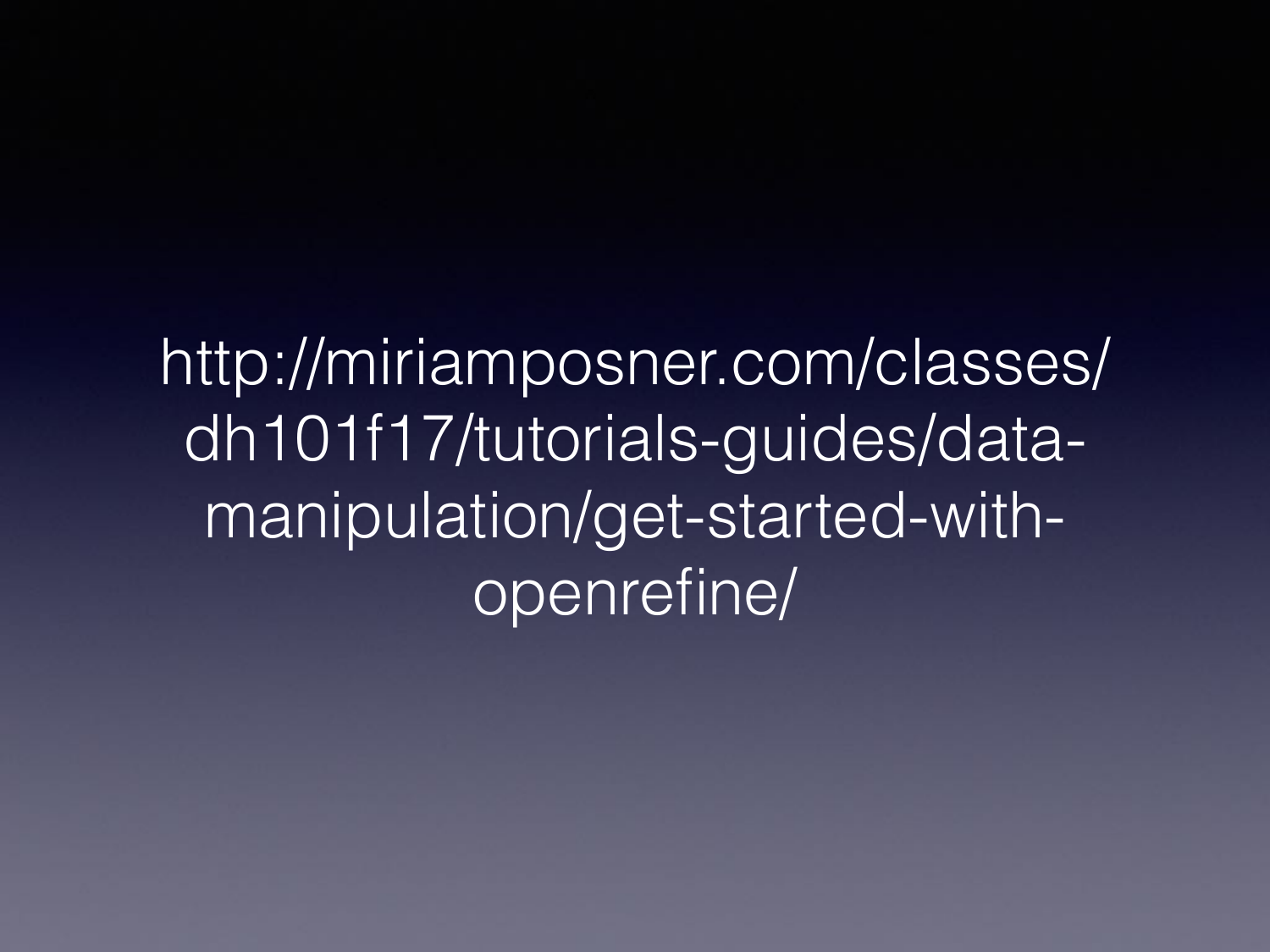http://miriamposner.com/classes/dh101f17/tutorials-guides/data-manipulation/get-started-with-openrefine/